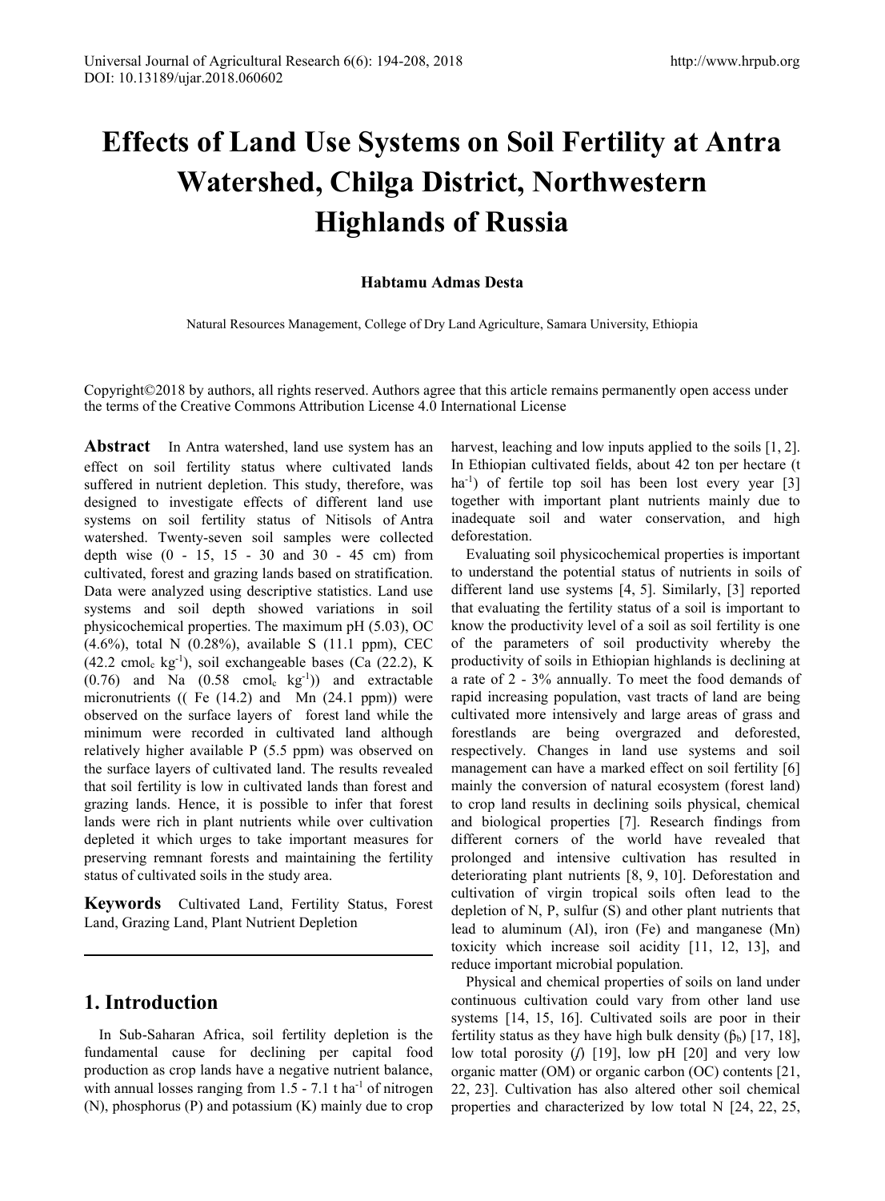# Effects of Land Use Systems on Soil Fertility at Antra Watershed, Chilga District, Northwestern Highlands of Russia

**Habtamu Admas Desta**

Natural Resources Management, College of Dry Land Agriculture, Samara University, Ethiopia

Copyright©2018 by authors, all rights reserved. Authors agree that this article remains permanently open access under the terms of the Creative Commons Attribution License 4.0 International License

**Abstract** In Antra watershed, land use system has an effect on soil fertility status where cultivated lands suffered in nutrient depletion. This study, therefore, was designed to investigate effects of different land use systems on soil fertility status of Nitisols of Antra watershed. Twenty-seven soil samples were collected depth wise (0 - 15, 15 - 30 and 30 - 45 cm) from cultivated, forest and grazing lands based on stratification. Data were analyzed using descriptive statistics. Land use systems and soil depth showed variations in soil physicochemical properties. The maximum pH (5.03), OC (4.6%), total N (0.28%), available S (11.1 ppm), CEC (42.2 cmol$_c$ kg$^{-1}$), soil exchangeable bases (Ca (22.2), K (0.76) and Na (0.58 cmol$_c$ kg$^{-1}$)) and extractable micronutrients (( Fe (14.2) and Mn (24.1 ppm)) were observed on the surface layers of forest land while the minimum were recorded in cultivated land although relatively higher available P (5.5 ppm) was observed on the surface layers of cultivated land. The results revealed that soil fertility is low in cultivated lands than forest and grazing lands. Hence, it is possible to infer that forest lands were rich in plant nutrients while over cultivation depleted it which urges to take important measures for preserving remnant forests and maintaining the fertility status of cultivated soils in the study area.

**Keywords** Cultivated Land, Fertility Status, Forest Land, Grazing Land, Plant Nutrient Depletion

## 1. Introduction

In Sub-Saharan Africa, soil fertility depletion is the fundamental cause for declining per capital food production as crop lands have a negative nutrient balance, with annual losses ranging from 1.5 - 7.1 t ha$^{-1}$ of nitrogen (N), phosphorus (P) and potassium (K) mainly due to crop harvest, leaching and low inputs applied to the soils [1, 2]. In Ethiopian cultivated fields, about 42 ton per hectare (t ha$^{-1}$) of fertile top soil has been lost every year [3] together with important plant nutrients mainly due to inadequate soil and water conservation, and high deforestation.

Evaluating soil physicochemical properties is important to understand the potential status of nutrients in soils of different land use systems [4, 5]. Similarly, [3] reported that evaluating the fertility status of a soil is important to know the productivity level of a soil as soil fertility is one of the parameters of soil productivity whereby the productivity of soils in Ethiopian highlands is declining at a rate of 2 - 3% annually. To meet the food demands of rapid increasing population, vast tracts of land are being cultivated more intensively and large areas of grass and forestlands are being overgrazed and deforested, respectively. Changes in land use systems and soil management can have a marked effect on soil fertility [6] mainly the conversion of natural ecosystem (forest land) to crop land results in declining soils physical, chemical and biological properties [7]. Research findings from different corners of the world have revealed that prolonged and intensive cultivation has resulted in deteriorating plant nutrients [8, 9, 10]. Deforestation and cultivation of virgin tropical soils often lead to the depletion of N, P, sulfur (S) and other plant nutrients that lead to aluminum (Al), iron (Fe) and manganese (Mn) toxicity which increase soil acidity [11, 12, 13], and reduce important microbial population.

Physical and chemical properties of soils on land under continuous cultivation could vary from other land use systems [14, 15, 16]. Cultivated soils are poor in their fertility status as they have high bulk density ($\beta_b$) [17, 18], low total porosity ($f$) [19], low pH [20] and very low organic matter (OM) or organic carbon (OC) contents [21, 22, 23]. Cultivation has also altered other soil chemical properties and characterized by low total N [24, 22, 25,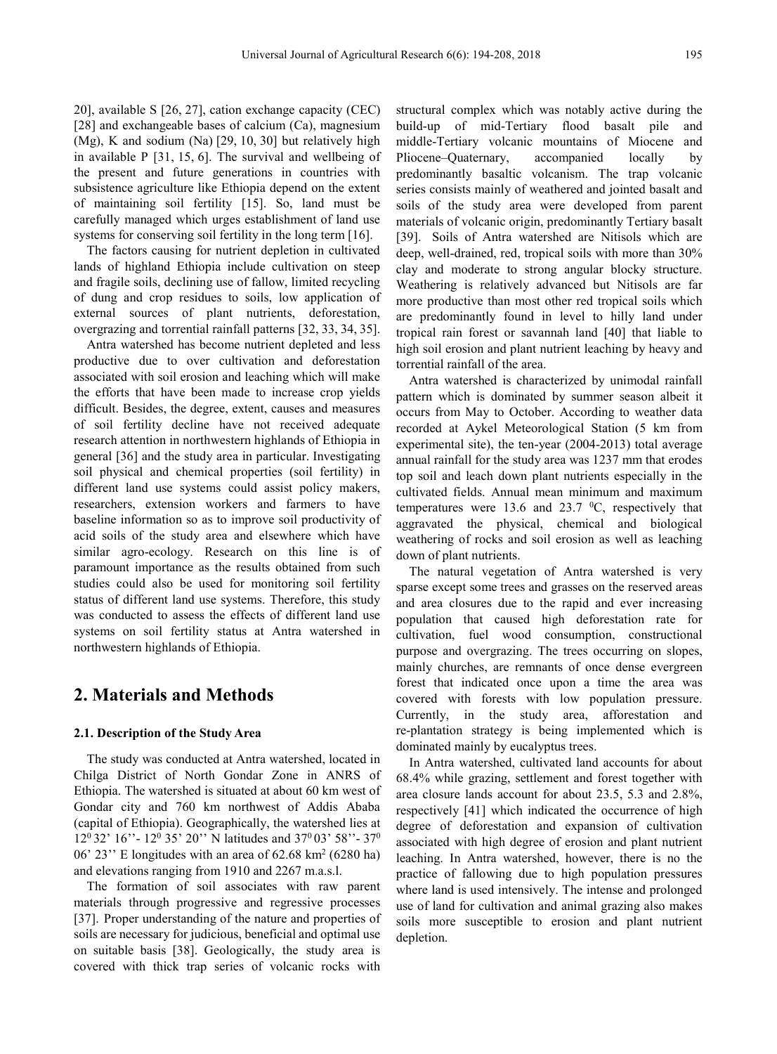20], available S [26, 27], cation exchange capacity (CEC) [28] and exchangeable bases of calcium (Ca), magnesium (Mg), K and sodium (Na) [29, 10, 30] but relatively high in available P [31, 15, 6]. The survival and wellbeing of the present and future generations in countries with subsistence agriculture like Ethiopia depend on the extent of maintaining soil fertility [15]. So, land must be carefully managed which urges establishment of land use systems for conserving soil fertility in the long term [16].

The factors causing for nutrient depletion in cultivated lands of highland Ethiopia include cultivation on steep and fragile soils, declining use of fallow, limited recycling of dung and crop residues to soils, low application of external sources of plant nutrients, deforestation, overgrazing and torrential rainfall patterns [32, 33, 34, 35].

Antra watershed has become nutrient depleted and less productive due to over cultivation and deforestation associated with soil erosion and leaching which will make the efforts that have been made to increase crop yields difficult. Besides, the degree, extent, causes and measures of soil fertility decline have not received adequate research attention in northwestern highlands of Ethiopia in general [36] and the study area in particular. Investigating soil physical and chemical properties (soil fertility) in different land use systems could assist policy makers, researchers, extension workers and farmers to have baseline information so as to improve soil productivity of acid soils of the study area and elsewhere which have similar agro-ecology. Research on this line is of paramount importance as the results obtained from such studies could also be used for monitoring soil fertility status of different land use systems. Therefore, this study was conducted to assess the effects of different land use systems on soil fertility status at Antra watershed in northwestern highlands of Ethiopia.

## 2. Materials and Methods

### 2.1. Description of the Study Area

The study was conducted at Antra watershed, located in Chilga District of North Gondar Zone in ANRS of Ethiopia. The watershed is situated at about 60 km west of Gondar city and 760 km northwest of Addis Ababa (capital of Ethiopia). Geographically, the watershed lies at $12^0$ 32' 16''- $12^0$ 35' 20'' N latitudes and $37^0$ 03' 58''- $37^0$ 06' 23'' E longitudes with an area of 62.68 km$^2$ (6280 ha) and elevations ranging from 1910 and 2267 m.a.s.l.

The formation of soil associates with raw parent materials through progressive and regressive processes [37]. Proper understanding of the nature and properties of soils are necessary for judicious, beneficial and optimal use on suitable basis [38]. Geologically, the study area is covered with thick trap series of volcanic rocks with structural complex which was notably active during the build-up of mid-Tertiary flood basalt pile and middle-Tertiary volcanic mountains of Miocene and Pliocene–Quaternary, accompanied locally by predominantly basaltic volcanism. The trap volcanic series consists mainly of weathered and jointed basalt and soils of the study area were developed from parent materials of volcanic origin, predominantly Tertiary basalt [39]. Soils of Antra watershed are Nitisols which are deep, well-drained, red, tropical soils with more than 30% clay and moderate to strong angular blocky structure. Weathering is relatively advanced but Nitisols are far more productive than most other red tropical soils which are predominantly found in level to hilly land under tropical rain forest or savannah land [40] that liable to high soil erosion and plant nutrient leaching by heavy and torrential rainfall of the area.

Antra watershed is characterized by unimodal rainfall pattern which is dominated by summer season albeit it occurs from May to October. According to weather data recorded at Aykel Meteorological Station (5 km from experimental site), the ten-year (2004-2013) total average annual rainfall for the study area was 1237 mm that erodes top soil and leach down plant nutrients especially in the cultivated fields. Annual mean minimum and maximum temperatures were 13.6 and 23.7 $^0$C, respectively that aggravated the physical, chemical and biological weathering of rocks and soil erosion as well as leaching down of plant nutrients.

The natural vegetation of Antra watershed is very sparse except some trees and grasses on the reserved areas and area closures due to the rapid and ever increasing population that caused high deforestation rate for cultivation, fuel wood consumption, constructional purpose and overgrazing. The trees occurring on slopes, mainly churches, are remnants of once dense evergreen forest that indicated once upon a time the area was covered with forests with low population pressure. Currently, in the study area, afforestation and re-plantation strategy is being implemented which is dominated mainly by eucalyptus trees.

In Antra watershed, cultivated land accounts for about 68.4% while grazing, settlement and forest together with area closure lands account for about 23.5, 5.3 and 2.8%, respectively [41] which indicated the occurrence of high degree of deforestation and expansion of cultivation associated with high degree of erosion and plant nutrient leaching. In Antra watershed, however, there is no the practice of fallowing due to high population pressures where land is used intensively. The intense and prolonged use of land for cultivation and animal grazing also makes soils more susceptible to erosion and plant nutrient depletion.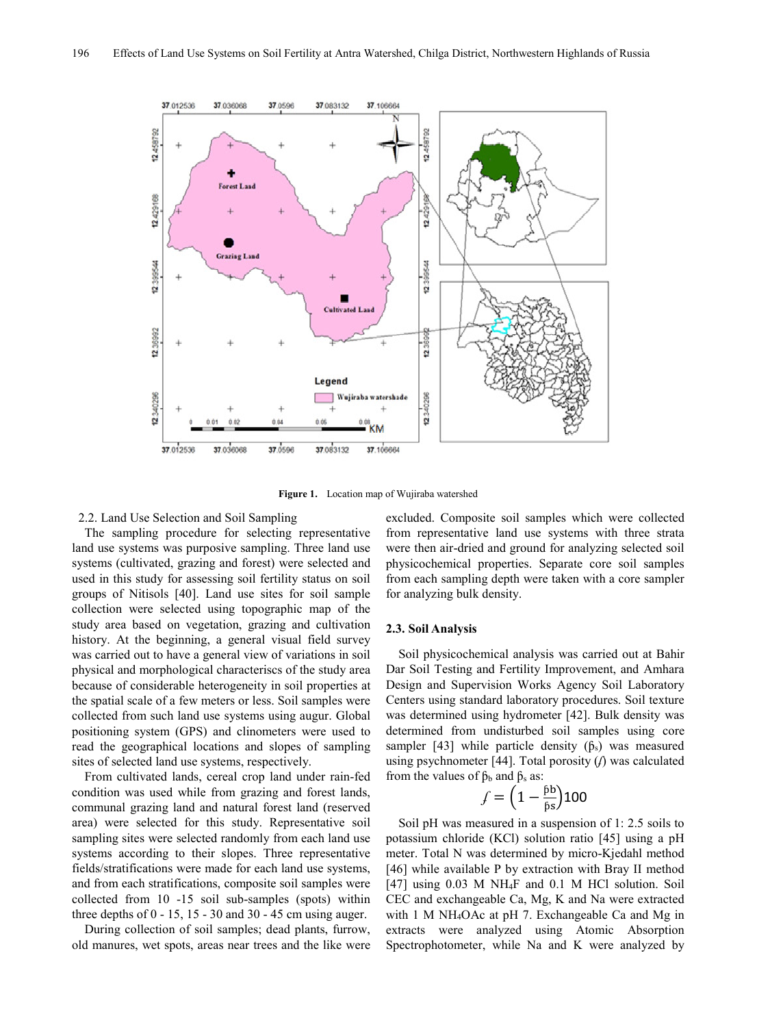**Figure 1.** Location map of Wujiraba watershed

2.2. Land Use Selection and Soil Sampling

The sampling procedure for selecting representative land use systems was purposive sampling. Three land use systems (cultivated, grazing and forest) were selected and used in this study for assessing soil fertility status on soil groups of Nitisols [40]. Land use sites for soil sample collection were selected using topographic map of the study area based on vegetation, grazing and cultivation history. At the beginning, a general visual field survey was carried out to have a general view of variations in soil physical and morphological characteriscs of the study area because of considerable heterogeneity in soil properties at the spatial scale of a few meters or less. Soil samples were collected from such land use systems using augur. Global positioning system (GPS) and clinometers were used to read the geographical locations and slopes of sampling sites of selected land use systems, respectively.

From cultivated lands, cereal crop land under rain-fed condition was used while from grazing and forest lands, communal grazing land and natural forest land (reserved area) were selected for this study. Representative soil sampling sites were selected randomly from each land use systems according to their slopes. Three representative fields/stratifications were made for each land use systems, and from each stratifications, composite soil samples were collected from 10 -15 soil sub-samples (spots) within three depths of 0 - 15, 15 - 30 and 30 - 45 cm using auger.

During collection of soil samples; dead plants, furrow, old manures, wet spots, areas near trees and the like were excluded. Composite soil samples which were collected from representative land use systems with three strata were then air-dried and ground for analyzing selected soil physicochemical properties. Separate core soil samples from each sampling depth were taken with a core sampler for analyzing bulk density.

### 2.3. Soil Analysis

Soil physicochemical analysis was carried out at Bahir Dar Soil Testing and Fertility Improvement, and Amhara Design and Supervision Works Agency Soil Laboratory Centers using standard laboratory procedures. Soil texture was determined using hydrometer [42]. Bulk density was determined from undisturbed soil samples using core sampler [43] while particle density ($\beta_s$) was measured using psychnometer [44]. Total porosity ($f$) was calculated from the values of $\beta_b$ and $\beta_s$ as:

$$f = \left(1 - \frac{\beta b}{\beta s}\right)100$$

Soil pH was measured in a suspension of 1: 2.5 soils to potassium chloride (KCl) solution ratio [45] using a pH meter. Total N was determined by micro-Kjedahl method [46] while available P by extraction with Bray II method [47] using 0.03 M $NH_4F$ and 0.1 M HCl solution. Soil CEC and exchangeable Ca, Mg, K and Na were extracted with 1 M $NH_4OAc$ at pH 7. Exchangeable Ca and Mg in extracts were analyzed using Atomic Absorption Spectrophotometer, while Na and K were analyzed by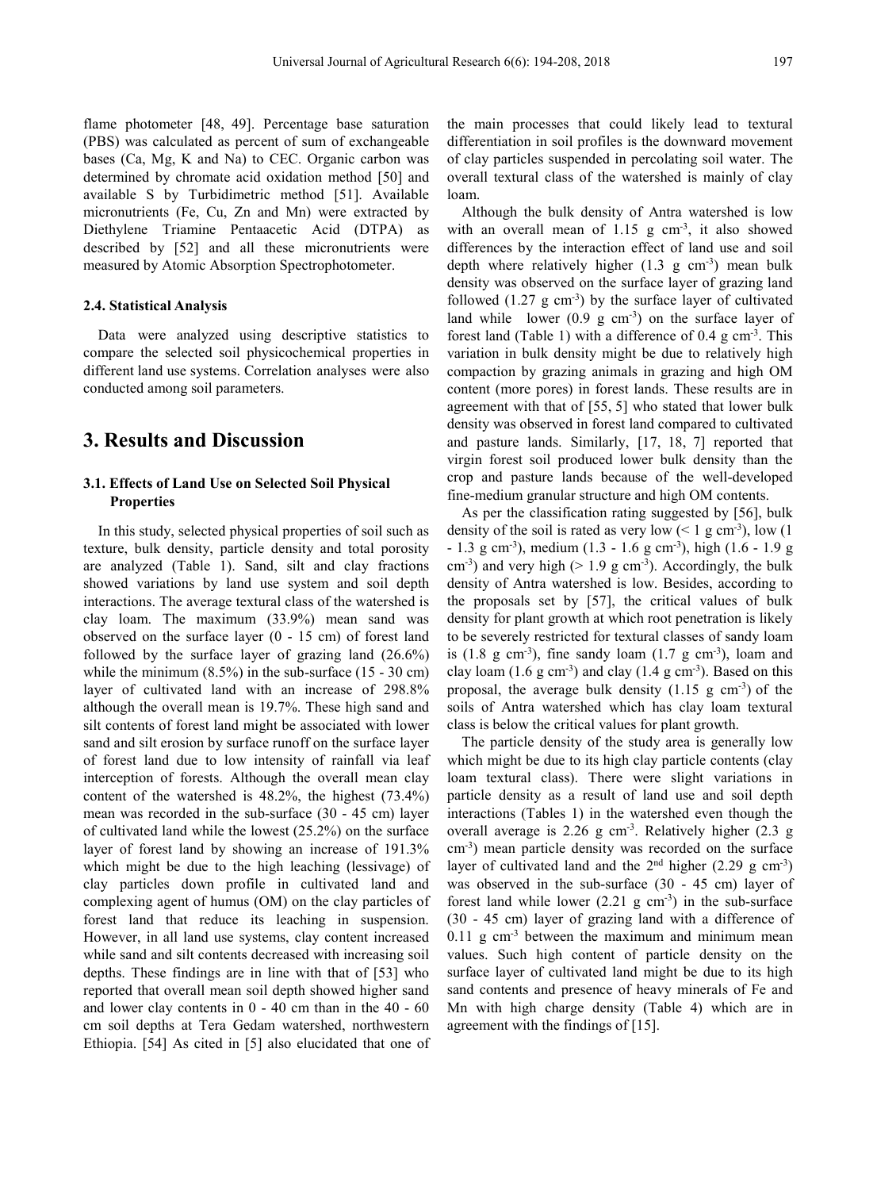flame photometer [48, 49]. Percentage base saturation (PBS) was calculated as percent of sum of exchangeable bases (Ca, Mg, K and Na) to CEC. Organic carbon was determined by chromate acid oxidation method [50] and available S by Turbidimetric method [51]. Available micronutrients (Fe, Cu, Zn and Mn) were extracted by Diethylene Triamine Pentaacetic Acid (DTPA) as described by [52] and all these micronutrients were measured by Atomic Absorption Spectrophotometer.

### 2.4. Statistical Analysis

Data were analyzed using descriptive statistics to compare the selected soil physicochemical properties in different land use systems. Correlation analyses were also conducted among soil parameters.

## 3. Results and Discussion

### 3.1. Effects of Land Use on Selected Soil Physical Properties

In this study, selected physical properties of soil such as texture, bulk density, particle density and total porosity are analyzed (Table 1). Sand, silt and clay fractions showed variations by land use system and soil depth interactions. The average textural class of the watershed is clay loam. The maximum (33.9%) mean sand was observed on the surface layer (0 - 15 cm) of forest land followed by the surface layer of grazing land (26.6%) while the minimum (8.5%) in the sub-surface (15 - 30 cm) layer of cultivated land with an increase of 298.8% although the overall mean is 19.7%. These high sand and silt contents of forest land might be associated with lower sand and silt erosion by surface runoff on the surface layer of forest land due to low intensity of rainfall via leaf interception of forests. Although the overall mean clay content of the watershed is 48.2%, the highest (73.4%) mean was recorded in the sub-surface (30 - 45 cm) layer of cultivated land while the lowest (25.2%) on the surface layer of forest land by showing an increase of 191.3% which might be due to the high leaching (lessivage) of clay particles down profile in cultivated land and complexing agent of humus (OM) on the clay particles of forest land that reduce its leaching in suspension. However, in all land use systems, clay content increased while sand and silt contents decreased with increasing soil depths. These findings are in line with that of [53] who reported that overall mean soil depth showed higher sand and lower clay contents in 0 - 40 cm than in the 40 - 60 cm soil depths at Tera Gedam watershed, northwestern Ethiopia. [54] As cited in [5] also elucidated that one of the main processes that could likely lead to textural differentiation in soil profiles is the downward movement of clay particles suspended in percolating soil water. The overall textural class of the watershed is mainly of clay loam.

Although the bulk density of Antra watershed is low with an overall mean of 1.15 g $cm^{-3}$, it also showed differences by the interaction effect of land use and soil depth where relatively higher (1.3 g $cm^{-3}$) mean bulk density was observed on the surface layer of grazing land followed (1.27 g $cm^{-3}$) by the surface layer of cultivated land while lower (0.9 g $cm^{-3}$) on the surface layer of forest land (Table 1) with a difference of 0.4 g $cm^{-3}$. This variation in bulk density might be due to relatively high compaction by grazing animals in grazing and high OM content (more pores) in forest lands. These results are in agreement with that of [55, 5] who stated that lower bulk density was observed in forest land compared to cultivated and pasture lands. Similarly, [17, 18, 7] reported that virgin forest soil produced lower bulk density than the crop and pasture lands because of the well-developed fine-medium granular structure and high OM contents.

As per the classification rating suggested by [56], bulk density of the soil is rated as very low (< 1 g $cm^{-3}$), low (1 - 1.3 g $cm^{-3}$), medium (1.3 - 1.6 g $cm^{-3}$), high (1.6 - 1.9 g $cm^{-3}$) and very high (> 1.9 g $cm^{-3}$). Accordingly, the bulk density of Antra watershed is low. Besides, according to the proposals set by [57], the critical values of bulk density for plant growth at which root penetration is likely to be severely restricted for textural classes of sandy loam is (1.8 g $cm^{-3}$), fine sandy loam (1.7 g $cm^{-3}$), loam and clay loam (1.6 g $cm^{-3}$) and clay (1.4 g $cm^{-3}$). Based on this proposal, the average bulk density (1.15 g $cm^{-3}$) of the soils of Antra watershed which has clay loam textural class is below the critical values for plant growth.

The particle density of the study area is generally low which might be due to its high clay particle contents (clay loam textural class). There were slight variations in particle density as a result of land use and soil depth interactions (Tables 1) in the watershed even though the overall average is 2.26 g $cm^{-3}$. Relatively higher (2.3 g $cm^{-3}$) mean particle density was recorded on the surface layer of cultivated land and the 2nd higher (2.29 g $cm^{-3}$) was observed in the sub-surface (30 - 45 cm) layer of forest land while lower (2.21 g $cm^{-3}$) in the sub-surface (30 - 45 cm) layer of grazing land with a difference of 0.11 g $cm^{-3}$ between the maximum and minimum mean values. Such high content of particle density on the surface layer of cultivated land might be due to its high sand contents and presence of heavy minerals of Fe and Mn with high charge density (Table 4) which are in agreement with the findings of [15].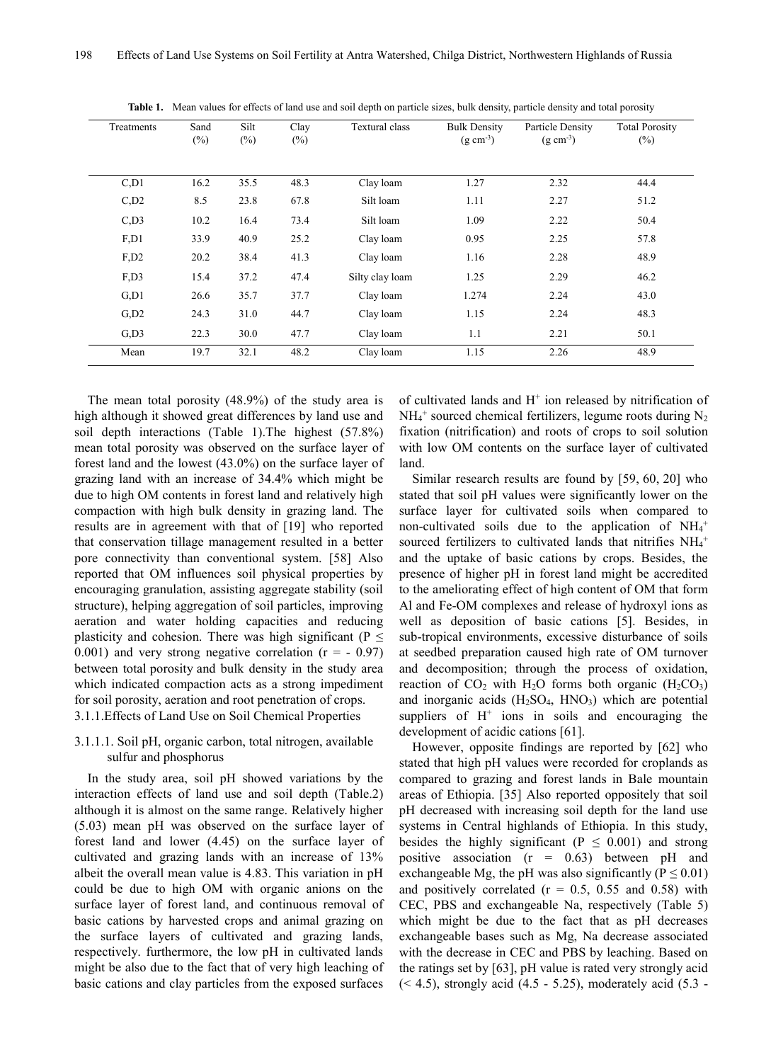**Table 1.** Mean values for effects of land use and soil depth on particle sizes, bulk density, particle density and total porosity

| Treatments | Sand (%) | Silt (%) | Clay (%) | Textural class | Bulk Density ($g\ cm^{-3}$) | Particle Density ($g\ cm^{-3}$) | Total Porosity (%) |
|---|---|---|---|---|---|---|---|
| C,D1 | 16.2 | 35.5 | 48.3 | Clay loam | 1.27 | 2.32 | 44.4 |
| C,D2 | 8.5 | 23.8 | 67.8 | Silt loam | 1.11 | 2.27 | 51.2 |
| C,D3 | 10.2 | 16.4 | 73.4 | Silt loam | 1.09 | 2.22 | 50.4 |
| F,D1 | 33.9 | 40.9 | 25.2 | Clay loam | 0.95 | 2.25 | 57.8 |
| F,D2 | 20.2 | 38.4 | 41.3 | Clay loam | 1.16 | 2.28 | 48.9 |
| F,D3 | 15.4 | 37.2 | 47.4 | Silty clay loam | 1.25 | 2.29 | 46.2 |
| G,D1 | 26.6 | 35.7 | 37.7 | Clay loam | 1.274 | 2.24 | 43.0 |
| G,D2 | 24.3 | 31.0 | 44.7 | Clay loam | 1.15 | 2.24 | 48.3 |
| G,D3 | 22.3 | 30.0 | 47.7 | Clay loam | 1.1 | 2.21 | 50.1 |
| Mean | 19.7 | 32.1 | 48.2 | Clay loam | 1.15 | 2.26 | 48.9 |

The mean total porosity (48.9%) of the study area is high although it showed great differences by land use and soil depth interactions (Table 1).The highest (57.8%) mean total porosity was observed on the surface layer of forest land and the lowest (43.0%) on the surface layer of grazing land with an increase of 34.4% which might be due to high OM contents in forest land and relatively high compaction with high bulk density in grazing land. The results are in agreement with that of [19] who reported that conservation tillage management resulted in a better pore connectivity than conventional system. [58] Also reported that OM influences soil physical properties by encouraging granulation, assisting aggregate stability (soil structure), helping aggregation of soil particles, improving aeration and water holding capacities and reducing plasticity and cohesion. There was high significant ($P \leq 0.001$) and very strong negative correlation ($r = -0.97$) between total porosity and bulk density in the study area which indicated compaction acts as a strong impediment for soil porosity, aeration and root penetration of crops.

### 3.1.1. Effects of Land Use on Soil Chemical Properties

#### 3.1.1.1. Soil pH, organic carbon, total nitrogen, available sulfur and phosphorus

In the study area, soil pH showed variations by the interaction effects of land use and soil depth (Table.2) although it is almost on the same range. Relatively higher (5.03) mean pH was observed on the surface layer of forest land and lower (4.45) on the surface layer of cultivated and grazing lands with an increase of 13% albeit the overall mean value is 4.83. This variation in pH could be due to high OM with organic anions on the surface layer of forest land, and continuous removal of basic cations by harvested crops and animal grazing on the surface layers of cultivated and grazing lands, respectively. furthermore, the low pH in cultivated lands might be also due to the fact that of very high leaching of basic cations and clay particles from the exposed surfaces of cultivated lands and $H^+$ ion released by nitrification of $NH_4^+$ sourced chemical fertilizers, legume roots during $N_2$ fixation (nitrification) and roots of crops to soil solution with low OM contents on the surface layer of cultivated land.

Similar research results are found by [59, 60, 20] who stated that soil pH values were significantly lower on the surface layer for cultivated soils when compared to non-cultivated soils due to the application of $NH_4^+$ sourced fertilizers to cultivated lands that nitrifies $NH_4^+$ and the uptake of basic cations by crops. Besides, the presence of higher pH in forest land might be accredited to the ameliorating effect of high content of OM that form Al and Fe-OM complexes and release of hydroxyl ions as well as deposition of basic cations [5]. Besides, in sub-tropical environments, excessive disturbance of soils at seedbed preparation caused high rate of OM turnover and decomposition; through the process of oxidation, reaction of $CO_2$ with $H_2O$ forms both organic ($H_2CO_3$) and inorganic acids ($H_2SO_4$, $HNO_3$) which are potential suppliers of $H^+$ ions in soils and encouraging the development of acidic cations [61].

However, opposite findings are reported by [62] who stated that high pH values were recorded for croplands as compared to grazing and forest lands in Bale mountain areas of Ethiopia. [35] Also reported oppositely that soil pH decreased with increasing soil depth for the land use systems in Central highlands of Ethiopia. In this study, besides the highly significant ($P \leq 0.001$) and strong positive association ($r = 0.63$) between pH and exchangeable Mg, the pH was also significantly ($P \leq 0.01$) and positively correlated ($r = 0.5$, $0.55$ and $0.58$) with CEC, PBS and exchangeable Na, respectively (Table 5) which might be due to the fact that as pH decreases exchangeable bases such as Mg, Na decrease associated with the decrease in CEC and PBS by leaching. Based on the ratings set by [63], pH value is rated very strongly acid (< 4.5), strongly acid (4.5 - 5.25), moderately acid (5.3 -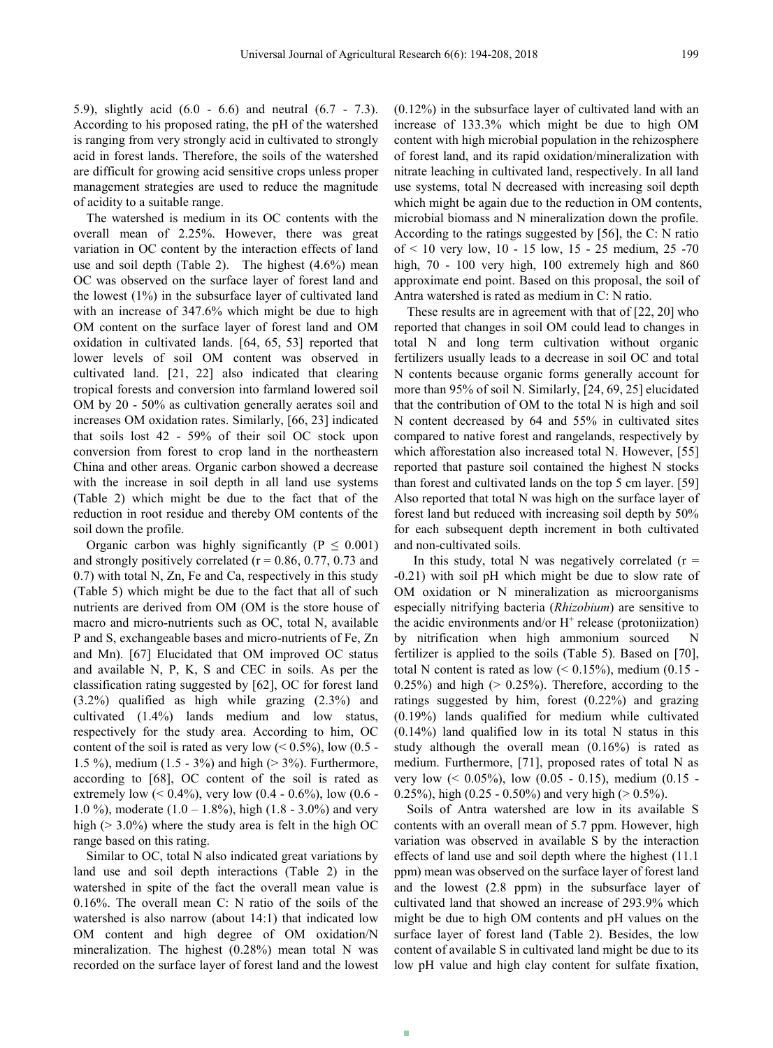5.9), slightly acid (6.0 - 6.6) and neutral (6.7 - 7.3). According to his proposed rating, the pH of the watershed is ranging from very strongly acid in cultivated to strongly acid in forest lands. Therefore, the soils of the watershed are difficult for growing acid sensitive crops unless proper management strategies are used to reduce the magnitude of acidity to a suitable range.

The watershed is medium in its OC contents with the overall mean of 2.25%. However, there was great variation in OC content by the interaction effects of land use and soil depth (Table 2). The highest (4.6%) mean OC was observed on the surface layer of forest land and the lowest (1%) in the subsurface layer of cultivated land with an increase of 347.6% which might be due to high OM content on the surface layer of forest land and OM oxidation in cultivated lands. [64, 65, 53] reported that lower levels of soil OM content was observed in cultivated land. [21, 22] also indicated that clearing tropical forests and conversion into farmland lowered soil OM by 20 - 50% as cultivation generally aerates soil and increases OM oxidation rates. Similarly, [66, 23] indicated that soils lost 42 - 59% of their soil OC stock upon conversion from forest to crop land in the northeastern China and other areas. Organic carbon showed a decrease with the increase in soil depth in all land use systems (Table 2) which might be due to the fact that of the reduction in root residue and thereby OM contents of the soil down the profile.

Organic carbon was highly significantly ($P \leq 0.001$) and strongly positively correlated ($r = 0.86$, 0.77, 0.73 and 0.7) with total N, Zn, Fe and Ca, respectively in this study (Table 5) which might be due to the fact that all of such nutrients are derived from OM (OM is the store house of macro and micro-nutrients such as OC, total N, available P and S, exchangeable bases and micro-nutrients of Fe, Zn and Mn). [67] Elucidated that OM improved OC status and available N, P, K, S and CEC in soils. As per the classification rating suggested by [62], OC for forest land (3.2%) qualified as high while grazing (2.3%) and cultivated (1.4%) lands medium and low status, respectively for the study area. According to him, OC content of the soil is rated as very low (< 0.5%), low (0.5 - 1.5 %), medium (1.5 - 3%) and high (> 3%). Furthermore, according to [68], OC content of the soil is rated as extremely low (< 0.4%), very low (0.4 - 0.6%), low (0.6 - 1.0 %), moderate (1.0 – 1.8%), high (1.8 - 3.0%) and very high (> 3.0%) where the study area is felt in the high OC range based on this rating.

Similar to OC, total N also indicated great variations by land use and soil depth interactions (Table 2) in the watershed in spite of the fact the overall mean value is 0.16%. The overall mean C: N ratio of the soils of the watershed is also narrow (about 14:1) that indicated low OM content and high degree of OM oxidation/N mineralization. The highest (0.28%) mean total N was recorded on the surface layer of forest land and the lowest (0.12%) in the subsurface layer of cultivated land with an increase of 133.3% which might be due to high OM content with high microbial population in the rehizosphere of forest land, and its rapid oxidation/mineralization with nitrate leaching in cultivated land, respectively. In all land use systems, total N decreased with increasing soil depth which might be again due to the reduction in OM contents, microbial biomass and N mineralization down the profile. According to the ratings suggested by [56], the C: N ratio of < 10 very low, 10 - 15 low, 15 - 25 medium, 25 -70 high, 70 - 100 very high, 100 extremely high and 860 approximate end point. Based on this proposal, the soil of Antra watershed is rated as medium in C: N ratio.

These results are in agreement with that of [22, 20] who reported that changes in soil OM could lead to changes in total N and long term cultivation without organic fertilizers usually leads to a decrease in soil OC and total N contents because organic forms generally account for more than 95% of soil N. Similarly, [24, 69, 25] elucidated that the contribution of OM to the total N is high and soil N content decreased by 64 and 55% in cultivated sites compared to native forest and rangelands, respectively by which afforestation also increased total N. However, [55] reported that pasture soil contained the highest N stocks than forest and cultivated lands on the top 5 cm layer. [59] Also reported that total N was high on the surface layer of forest land but reduced with increasing soil depth by 50% for each subsequent depth increment in both cultivated and non-cultivated soils.

In this study, total N was negatively correlated ($r = -0.21$) with soil pH which might be due to slow rate of OM oxidation or N mineralization as microorganisms especially nitrifying bacteria (*Rhizobium*) are sensitive to the acidic environments and/or $H^+$ release (protoniization) by nitrification when high ammonium sourced N fertilizer is applied to the soils (Table 5). Based on [70], total N content is rated as low (< 0.15%), medium (0.15 - 0.25%) and high (> 0.25%). Therefore, according to the ratings suggested by him, forest (0.22%) and grazing (0.19%) lands qualified for medium while cultivated (0.14%) land qualified low in its total N status in this study although the overall mean (0.16%) is rated as medium. Furthermore, [71], proposed rates of total N as very low (< 0.05%), low (0.05 - 0.15), medium (0.15 - 0.25%), high (0.25 - 0.50%) and very high (> 0.5%).

Soils of Antra watershed are low in its available S contents with an overall mean of 5.7 ppm. However, high variation was observed in available S by the interaction effects of land use and soil depth where the highest (11.1 ppm) mean was observed on the surface layer of forest land and the lowest (2.8 ppm) in the subsurface layer of cultivated land that showed an increase of 293.9% which might be due to high OM contents and pH values on the surface layer of forest land (Table 2). Besides, the low content of available S in cultivated land might be due to its low pH value and high clay content for sulfate fixation,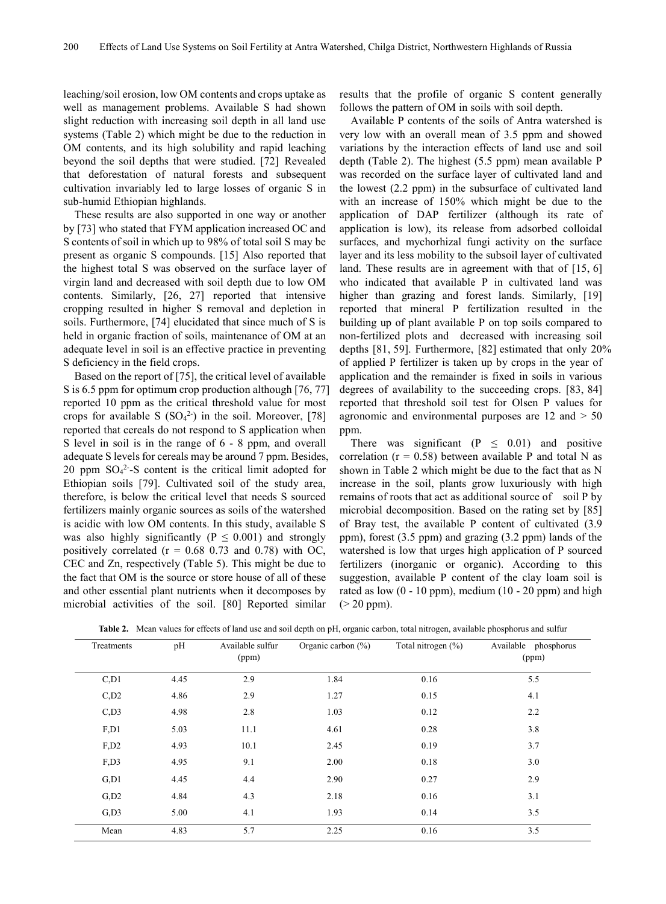leaching/soil erosion, low OM contents and crops uptake as well as management problems. Available S had shown slight reduction with increasing soil depth in all land use systems (Table 2) which might be due to the reduction in OM contents, and its high solubility and rapid leaching beyond the soil depths that were studied. [72] Revealed that deforestation of natural forests and subsequent cultivation invariably led to large losses of organic S in sub-humid Ethiopian highlands.

These results are also supported in one way or another by [73] who stated that FYM application increased OC and S contents of soil in which up to 98% of total soil S may be present as organic S compounds. [15] Also reported that the highest total S was observed on the surface layer of virgin land and decreased with soil depth due to low OM contents. Similarly, [26, 27] reported that intensive cropping resulted in higher S removal and depletion in soils. Furthermore, [74] elucidated that since much of S is held in organic fraction of soils, maintenance of OM at an adequate level in soil is an effective practice in preventing S deficiency in the field crops.

Based on the report of [75], the critical level of available S is 6.5 ppm for optimum crop production although [76, 77] reported 10 ppm as the critical threshold value for most crops for available S ($SO_4^{2-}$) in the soil. Moreover, [78] reported that cereals do not respond to S application when S level in soil is in the range of 6 - 8 ppm, and overall adequate S levels for cereals may be around 7 ppm. Besides, 20 ppm $SO_4^{2-}$-S content is the critical limit adopted for Ethiopian soils [79]. Cultivated soil of the study area, therefore, is below the critical level that needs S sourced fertilizers mainly organic sources as soils of the watershed is acidic with low OM contents. In this study, available S was also highly significantly ($P \leq 0.001$) and strongly positively correlated ($r = 0.68$ 0.73 and 0.78) with OC, CEC and Zn, respectively (Table 5). This might be due to the fact that OM is the source or store house of all of these and other essential plant nutrients when it decomposes by microbial activities of the soil. [80] Reported similar results that the profile of organic S content generally follows the pattern of OM in soils with soil depth.

Available P contents of the soils of Antra watershed is very low with an overall mean of 3.5 ppm and showed variations by the interaction effects of land use and soil depth (Table 2). The highest (5.5 ppm) mean available P was recorded on the surface layer of cultivated land and the lowest (2.2 ppm) in the subsurface of cultivated land with an increase of 150% which might be due to the application of DAP fertilizer (although its rate of application is low), its release from adsorbed colloidal surfaces, and mychorhizal fungi activity on the surface layer and its less mobility to the subsoil layer of cultivated land. These results are in agreement with that of [15, 6] who indicated that available P in cultivated land was higher than grazing and forest lands. Similarly, [19] reported that mineral P fertilization resulted in the building up of plant available P on top soils compared to non-fertilized plots and decreased with increasing soil depths [81, 59]. Furthermore, [82] estimated that only 20% of applied P fertilizer is taken up by crops in the year of application and the remainder is fixed in soils in various degrees of availability to the succeeding crops. [83, 84] reported that threshold soil test for Olsen P values for agronomic and environmental purposes are 12 and > 50 ppm.

There was significant ($P \leq 0.01$) and positive correlation ($r = 0.58$) between available P and total N as shown in Table 2 which might be due to the fact that as N increase in the soil, plants grow luxuriously with high remains of roots that act as additional source of soil P by microbial decomposition. Based on the rating set by [85] of Bray test, the available P content of cultivated (3.9 ppm), forest (3.5 ppm) and grazing (3.2 ppm) lands of the watershed is low that urges high application of P sourced fertilizers (inorganic or organic). According to this suggestion, available P content of the clay loam soil is rated as low (0 - 10 ppm), medium (10 - 20 ppm) and high (> 20 ppm).

**Table 2.** Mean values for effects of land use and soil depth on pH, organic carbon, total nitrogen, available phosphorus and sulfur

| Treatments | pH | Available sulfur (ppm) | Organic carbon (%) | Total nitrogen (%) | Available phosphorus (ppm) |
|---|---|---|---|---|---|
| C,D1 | 4.45 | 2.9 | 1.84 | 0.16 | 5.5 |
| C,D2 | 4.86 | 2.9 | 1.27 | 0.15 | 4.1 |
| C,D3 | 4.98 | 2.8 | 1.03 | 0.12 | 2.2 |
| F,D1 | 5.03 | 11.1 | 4.61 | 0.28 | 3.8 |
| F,D2 | 4.93 | 10.1 | 2.45 | 0.19 | 3.7 |
| F,D3 | 4.95 | 9.1 | 2.00 | 0.18 | 3.0 |
| G,D1 | 4.45 | 4.4 | 2.90 | 0.27 | 2.9 |
| G,D2 | 4.84 | 4.3 | 2.18 | 0.16 | 3.1 |
| G,D3 | 5.00 | 4.1 | 1.93 | 0.14 | 3.5 |
| Mean | 4.83 | 5.7 | 2.25 | 0.16 | 3.5 |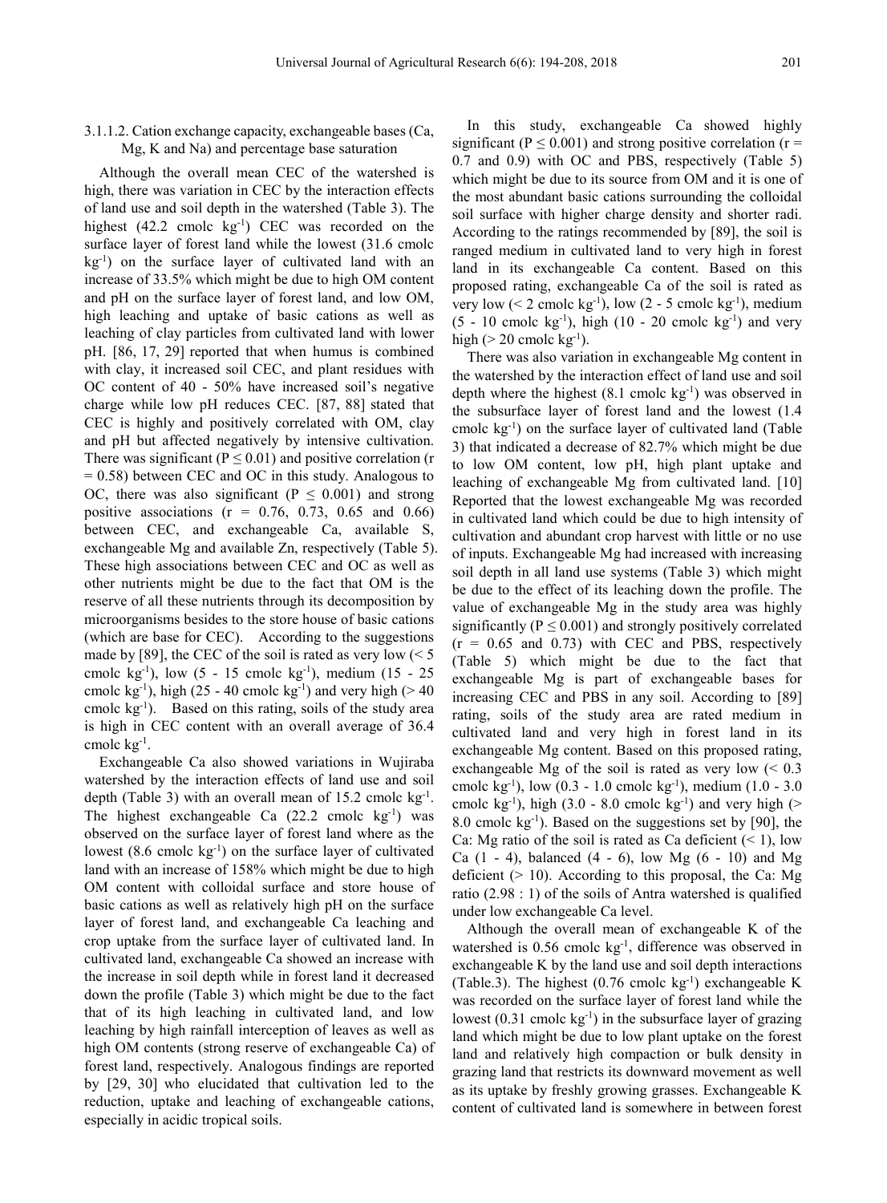#### 3.1.1.2. Cation exchange capacity, exchangeable bases (Ca, Mg, K and Na) and percentage base saturation

Although the overall mean CEC of the watershed is high, there was variation in CEC by the interaction effects of land use and soil depth in the watershed (Table 3). The highest (42.2 cmolc $kg^{-1}$) CEC was recorded on the surface layer of forest land while the lowest (31.6 cmolc $kg^{-1}$) on the surface layer of cultivated land with an increase of 33.5% which might be due to high OM content and pH on the surface layer of forest land, and low OM, high leaching and uptake of basic cations as well as leaching of clay particles from cultivated land with lower pH. [86, 17, 29] reported that when humus is combined with clay, it increased soil CEC, and plant residues with OC content of 40 - 50% have increased soil's negative charge while low pH reduces CEC. [87, 88] stated that CEC is highly and positively correlated with OM, clay and pH but affected negatively by intensive cultivation. There was significant ($P \leq 0.01$) and positive correlation (r = 0.58) between CEC and OC in this study. Analogous to OC, there was also significant ($P \leq 0.001$) and strong positive associations (r = 0.76, 0.73, 0.65 and 0.66) between CEC, and exchangeable Ca, available S, exchangeable Mg and available Zn, respectively (Table 5). These high associations between CEC and OC as well as other nutrients might be due to the fact that OM is the reserve of all these nutrients through its decomposition by microorganisms besides to the store house of basic cations (which are base for CEC). According to the suggestions made by [89], the CEC of the soil is rated as very low (< 5 cmolc $kg^{-1}$), low (5 - 15 cmolc $kg^{-1}$), medium (15 - 25 cmolc $kg^{-1}$), high (25 - 40 cmolc $kg^{-1}$) and very high (> 40 cmolc $kg^{-1}$). Based on this rating, soils of the study area is high in CEC content with an overall average of 36.4 cmolc $kg^{-1}$.

Exchangeable Ca also showed variations in Wujiraba watershed by the interaction effects of land use and soil depth (Table 3) with an overall mean of 15.2 cmolc $kg^{-1}$. The highest exchangeable Ca (22.2 cmolc $kg^{-1}$) was observed on the surface layer of forest land where as the lowest (8.6 cmolc $kg^{-1}$) on the surface layer of cultivated land with an increase of 158% which might be due to high OM content with colloidal surface and store house of basic cations as well as relatively high pH on the surface layer of forest land, and exchangeable Ca leaching and crop uptake from the surface layer of cultivated land. In cultivated land, exchangeable Ca showed an increase with the increase in soil depth while in forest land it decreased down the profile (Table 3) which might be due to the fact that of its high leaching in cultivated land, and low leaching by high rainfall interception of leaves as well as high OM contents (strong reserve of exchangeable Ca) of forest land, respectively. Analogous findings are reported by [29, 30] who elucidated that cultivation led to the reduction, uptake and leaching of exchangeable cations, especially in acidic tropical soils.

In this study, exchangeable Ca showed highly significant ($P \leq 0.001$) and strong positive correlation (r = 0.7 and 0.9) with OC and PBS, respectively (Table 5) which might be due to its source from OM and it is one of the most abundant basic cations surrounding the colloidal soil surface with higher charge density and shorter radi. According to the ratings recommended by [89], the soil is ranged medium in cultivated land to very high in forest land in its exchangeable Ca content. Based on this proposed rating, exchangeable Ca of the soil is rated as very low (< 2 cmolc $kg^{-1}$), low (2 - 5 cmolc $kg^{-1}$), medium (5 - 10 cmolc $kg^{-1}$), high (10 - 20 cmolc $kg^{-1}$) and very high (> 20 cmolc $kg^{-1}$).

There was also variation in exchangeable Mg content in the watershed by the interaction effect of land use and soil depth where the highest (8.1 cmolc $kg^{-1}$) was observed in the subsurface layer of forest land and the lowest (1.4 cmolc $kg^{-1}$) on the surface layer of cultivated land (Table 3) that indicated a decrease of 82.7% which might be due to low OM content, low pH, high plant uptake and leaching of exchangeable Mg from cultivated land. [10] Reported that the lowest exchangeable Mg was recorded in cultivated land which could be due to high intensity of cultivation and abundant crop harvest with little or no use of inputs. Exchangeable Mg had increased with increasing soil depth in all land use systems (Table 3) which might be due to the effect of its leaching down the profile. The value of exchangeable Mg in the study area was highly significantly ($P \leq 0.001$) and strongly positively correlated (r = 0.65 and 0.73) with CEC and PBS, respectively (Table 5) which might be due to the fact that exchangeable Mg is part of exchangeable bases for increasing CEC and PBS in any soil. According to [89] rating, soils of the study area are rated medium in cultivated land and very high in forest land in its exchangeable Mg content. Based on this proposed rating, exchangeable Mg of the soil is rated as very low (< 0.3 cmolc $kg^{-1}$), low (0.3 - 1.0 cmolc $kg^{-1}$), medium (1.0 - 3.0 cmolc $kg^{-1}$), high (3.0 - 8.0 cmolc $kg^{-1}$) and very high (> 8.0 cmolc $kg^{-1}$). Based on the suggestions set by [90], the Ca: Mg ratio of the soil is rated as Ca deficient (< 1), low Ca (1 - 4), balanced (4 - 6), low Mg (6 - 10) and Mg deficient (> 10). According to this proposal, the Ca: Mg ratio (2.98 : 1) of the soils of Antra watershed is qualified under low exchangeable Ca level.

Although the overall mean of exchangeable K of the watershed is 0.56 cmolc $kg^{-1}$, difference was observed in exchangeable K by the land use and soil depth interactions (Table.3). The highest (0.76 cmolc $kg^{-1}$) exchangeable K was recorded on the surface layer of forest land while the lowest (0.31 cmolc $kg^{-1}$) in the subsurface layer of grazing land which might be due to low plant uptake on the forest land and relatively high compaction or bulk density in grazing land that restricts its downward movement as well as its uptake by freshly growing grasses. Exchangeable K content of cultivated land is somewhere in between forest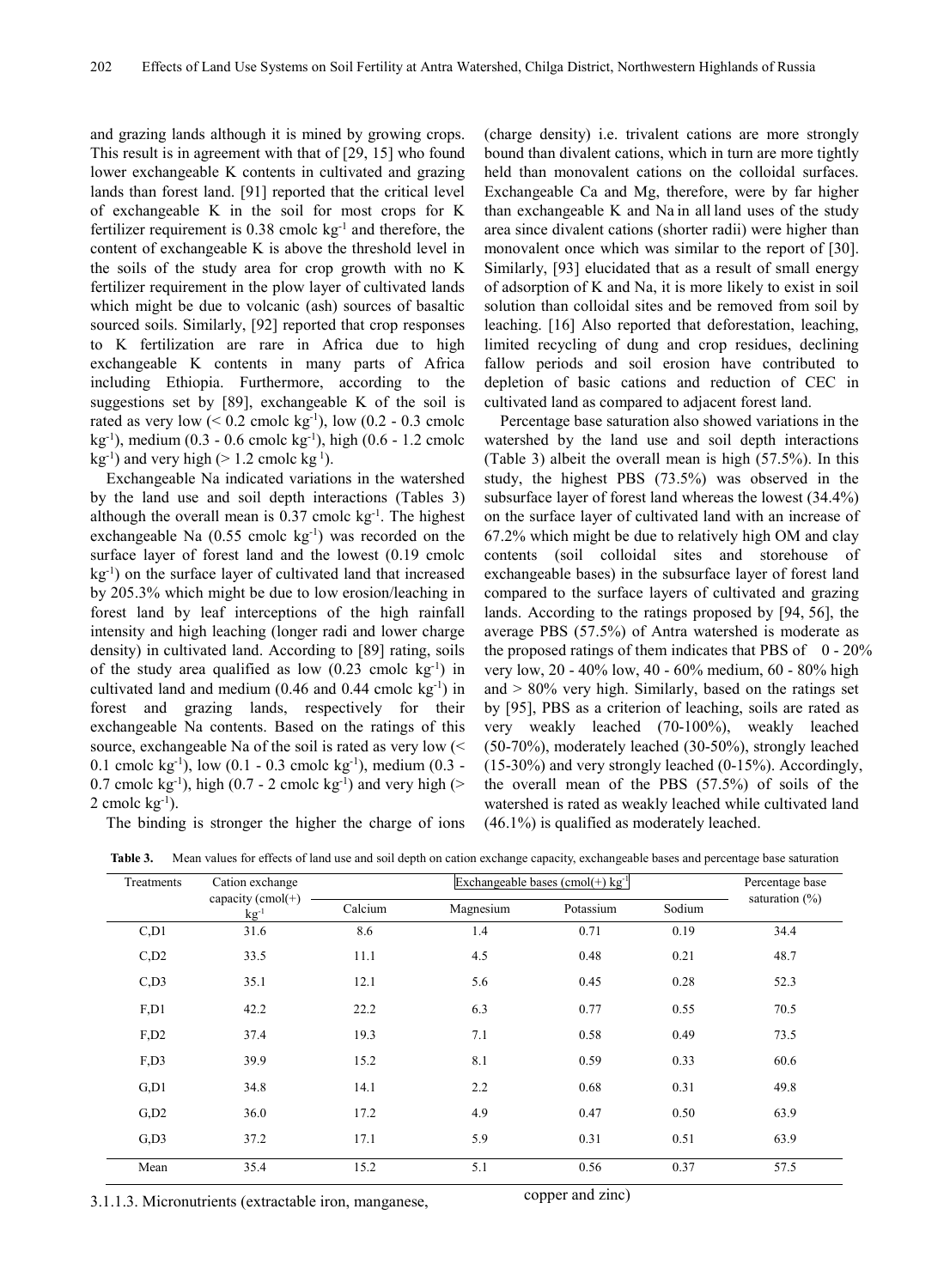and grazing lands although it is mined by growing crops. This result is in agreement with that of [29, 15] who found lower exchangeable K contents in cultivated and grazing lands than forest land. [91] reported that the critical level of exchangeable K in the soil for most crops for K fertilizer requirement is 0.38 cmolc $kg^{-1}$ and therefore, the content of exchangeable K is above the threshold level in the soils of the study area for crop growth with no K fertilizer requirement in the plow layer of cultivated lands which might be due to volcanic (ash) sources of basaltic sourced soils. Similarly, [92] reported that crop responses to K fertilization are rare in Africa due to high exchangeable K contents in many parts of Africa including Ethiopia. Furthermore, according to the suggestions set by [89], exchangeable K of the soil is rated as very low (< 0.2 cmolc $kg^{-1}$), low (0.2 - 0.3 cmolc $kg^{-1}$), medium (0.3 - 0.6 cmolc $kg^{-1}$), high (0.6 - 1.2 cmolc $kg^{-1}$) and very high (> 1.2 cmolc $kg^{-1}$).

Exchangeable Na indicated variations in the watershed by the land use and soil depth interactions (Tables 3) although the overall mean is 0.37 cmolc $kg^{-1}$. The highest exchangeable Na (0.55 cmolc $kg^{-1}$) was recorded on the surface layer of forest land and the lowest (0.19 cmolc $kg^{-1}$) on the surface layer of cultivated land that increased by 205.3% which might be due to low erosion/leaching in forest land by leaf interceptions of the high rainfall intensity and high leaching (longer radi and lower charge density) in cultivated land. According to [89] rating, soils of the study area qualified as low (0.23 cmolc $kg^{-1}$) in cultivated land and medium (0.46 and 0.44 cmolc $kg^{-1}$) in forest and grazing lands, respectively for their exchangeable Na contents. Based on the ratings of this source, exchangeable Na of the soil is rated as very low (< 0.1 cmolc $kg^{-1}$), low (0.1 - 0.3 cmolc $kg^{-1}$), medium (0.3 - 0.7 cmolc $kg^{-1}$), high (0.7 - 2 cmolc $kg^{-1}$) and very high (> 2 cmolc $kg^{-1}$).

The binding is stronger the higher the charge of ions (charge density) i.e. trivalent cations are more strongly bound than divalent cations, which in turn are more tightly held than monovalent cations on the colloidal surfaces. Exchangeable Ca and Mg, therefore, were by far higher than exchangeable K and Na in all land uses of the study area since divalent cations (shorter radii) were higher than monovalent once which was similar to the report of [30]. Similarly, [93] elucidated that as a result of small energy of adsorption of K and Na, it is more likely to exist in soil solution than colloidal sites and be removed from soil by leaching. [16] Also reported that deforestation, leaching, limited recycling of dung and crop residues, declining fallow periods and soil erosion have contributed to depletion of basic cations and reduction of CEC in cultivated land as compared to adjacent forest land.

Percentage base saturation also showed variations in the watershed by the land use and soil depth interactions (Table 3) albeit the overall mean is high (57.5%). In this study, the highest PBS (73.5%) was observed in the subsurface layer of forest land whereas the lowest (34.4%) on the surface layer of cultivated land with an increase of 67.2% which might be due to relatively high OM and clay contents (soil colloidal sites and storehouse of exchangeable bases) in the subsurface layer of forest land compared to the surface layers of cultivated and grazing lands. According to the ratings proposed by [94, 56], the average PBS (57.5%) of Antra watershed is moderate as the proposed ratings of them indicates that PBS of 0 - 20% very low, 20 - 40% low, 40 - 60% medium, 60 - 80% high and > 80% very high. Similarly, based on the ratings set by [95], PBS as a criterion of leaching, soils are rated as very weakly leached (70-100%), weakly leached (50-70%), moderately leached (30-50%), strongly leached (15-30%) and very strongly leached (0-15%). Accordingly, the overall mean of the PBS (57.5%) of soils of the watershed is rated as weakly leached while cultivated land (46.1%) is qualified as moderately leached.

**Table 3.** Mean values for effects of land use and soil depth on cation exchange capacity, exchangeable bases and percentage base saturation

| Treatments | Cation exchange capacity (cmol(+) $kg^{-1}$ | Exchangeable bases (cmol(+) $kg^{-1}$ | | | | Percentage base saturation (%) |
|---|---|---|---|---|---|---|
| | | Calcium | Magnesium | Potassium | Sodium | |
| C,D1 | 31.6 | 8.6 | 1.4 | 0.71 | 0.19 | 34.4 |
| C,D2 | 33.5 | 11.1 | 4.5 | 0.48 | 0.21 | 48.7 |
| C,D3 | 35.1 | 12.1 | 5.6 | 0.45 | 0.28 | 52.3 |
| F,D1 | 42.2 | 22.2 | 6.3 | 0.77 | 0.55 | 70.5 |
| F,D2 | 37.4 | 19.3 | 7.1 | 0.58 | 0.49 | 73.5 |
| F,D3 | 39.9 | 15.2 | 8.1 | 0.59 | 0.33 | 60.6 |
| G,D1 | 34.8 | 14.1 | 2.2 | 0.68 | 0.31 | 49.8 |
| G,D2 | 36.0 | 17.2 | 4.9 | 0.47 | 0.50 | 63.9 |
| G,D3 | 37.2 | 17.1 | 5.9 | 0.31 | 0.51 | 63.9 |
| Mean | 35.4 | 15.2 | 5.1 | 0.56 | 0.37 | 57.5 |

#### 3.1.1.3. Micronutrients (extractable iron, manganese, copper and zinc)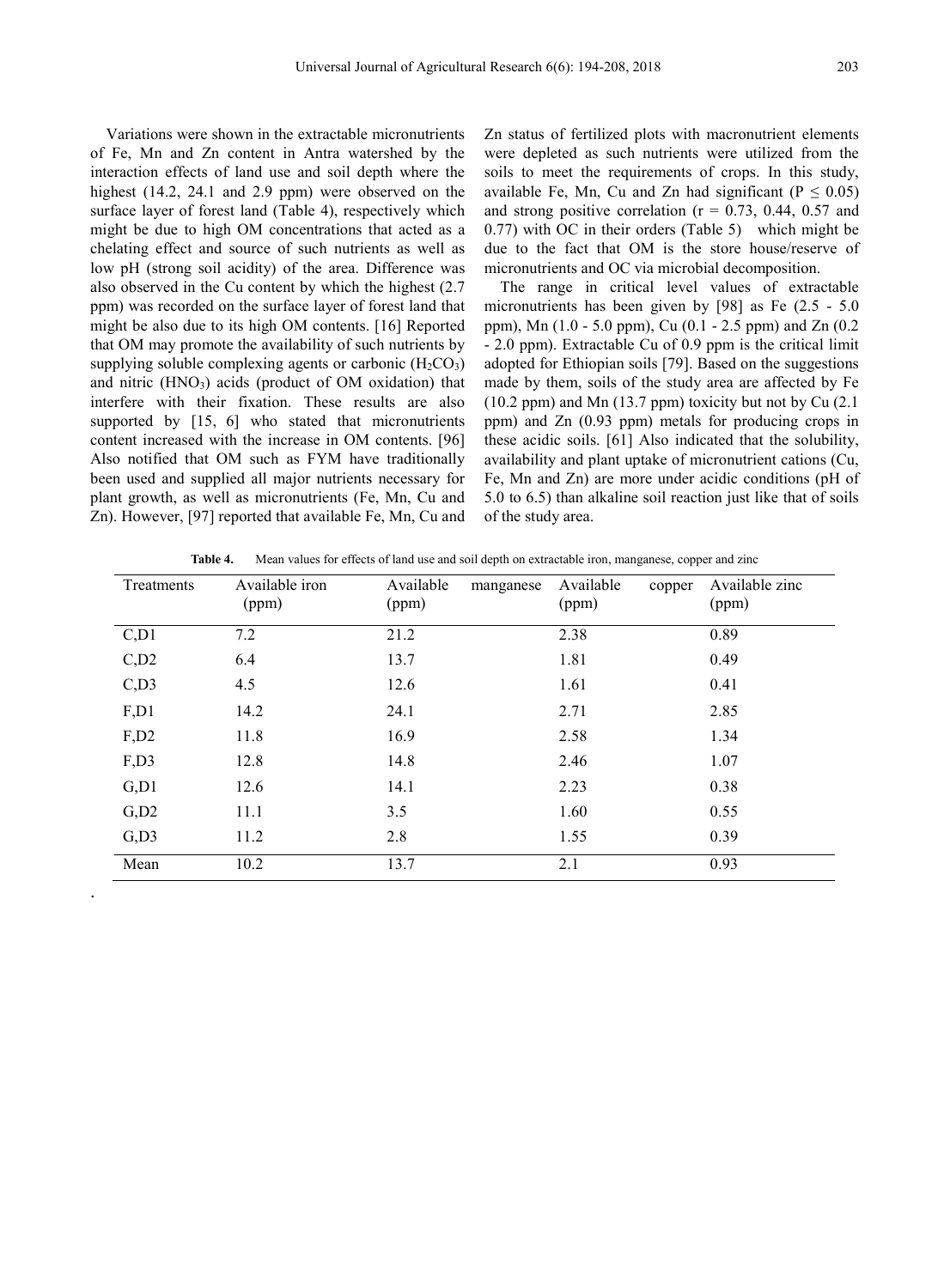Variations were shown in the extractable micronutrients of Fe, Mn and Zn content in Antra watershed by the interaction effects of land use and soil depth where the highest (14.2, 24.1 and 2.9 ppm) were observed on the surface layer of forest land (Table 4), respectively which might be due to high OM concentrations that acted as a chelating effect and source of such nutrients as well as low pH (strong soil acidity) of the area. Difference was also observed in the Cu content by which the highest (2.7 ppm) was recorded on the surface layer of forest land that might be also due to its high OM contents. [16] Reported that OM may promote the availability of such nutrients by supplying soluble complexing agents or carbonic ($H_2CO_3$) and nitric ($HNO_3$) acids (product of OM oxidation) that interfere with their fixation. These results are also supported by [15, 6] who stated that micronutrients content increased with the increase in OM contents. [96] Also notified that OM such as FYM have traditionally been used and supplied all major nutrients necessary for plant growth, as well as micronutrients (Fe, Mn, Cu and Zn). However, [97] reported that available Fe, Mn, Cu and Zn status of fertilized plots with macronutrient elements were depleted as such nutrients were utilized from the soils to meet the requirements of crops. In this study, available Fe, Mn, Cu and Zn had significant ($P \leq 0.05$) and strong positive correlation ($r = 0.73$, 0.44, 0.57 and 0.77) with OC in their orders (Table 5) which might be due to the fact that OM is the store house/reserve of micronutrients and OC via microbial decomposition.

The range in critical level values of extractable micronutrients has been given by [98] as Fe (2.5 - 5.0 ppm), Mn (1.0 - 5.0 ppm), Cu (0.1 - 2.5 ppm) and Zn (0.2 - 2.0 ppm). Extractable Cu of 0.9 ppm is the critical limit adopted for Ethiopian soils [79]. Based on the suggestions made by them, soils of the study area are affected by Fe (10.2 ppm) and Mn (13.7 ppm) toxicity but not by Cu (2.1 ppm) and Zn (0.93 ppm) metals for producing crops in these acidic soils. [61] Also indicated that the solubility, availability and plant uptake of micronutrient cations (Cu, Fe, Mn and Zn) are more under acidic conditions (pH of 5.0 to 6.5) than alkaline soil reaction just like that of soils of the study area.

**Table 4.** Mean values for effects of land use and soil depth on extractable iron, manganese, copper and zinc

| Treatments | Available iron (ppm) | Available manganese (ppm) | Available copper (ppm) | Available zinc (ppm) |
|---|---|---|---|---|
| C,D1 | 7.2 | 21.2 | 2.38 | 0.89 |
| C,D2 | 6.4 | 13.7 | 1.81 | 0.49 |
| C,D3 | 4.5 | 12.6 | 1.61 | 0.41 |
| F,D1 | 14.2 | 24.1 | 2.71 | 2.85 |
| F,D2 | 11.8 | 16.9 | 2.58 | 1.34 |
| F,D3 | 12.8 | 14.8 | 2.46 | 1.07 |
| G,D1 | 12.6 | 14.1 | 2.23 | 0.38 |
| G,D2 | 11.1 | 3.5 | 1.60 | 0.55 |
| G,D3 | 11.2 | 2.8 | 1.55 | 0.39 |
| Mean | 10.2 | 13.7 | 2.1 | 0.93 |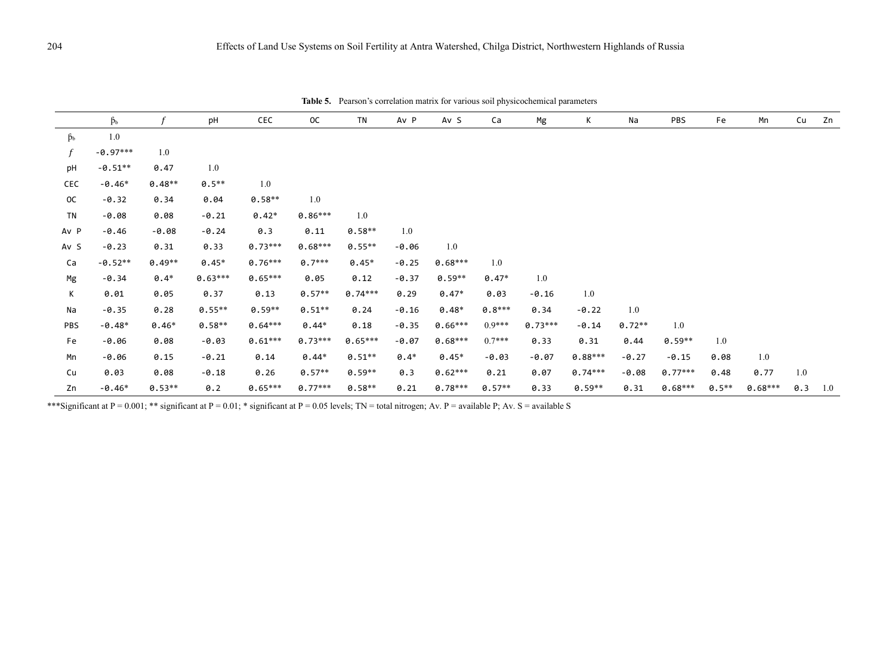**Table 5.** Pearson's correlation matrix for various soil physicochemical parameters

| | $\beta_b$ | *f* | pH | CEC | OC | TN | Av P | Av S | Ca | Mg | K | Na | PBS | Fe | Mn | Cu | Zn |
|---|---|---|---|---|---|---|---|---|---|---|---|---|---|---|---|---|---|
| $\beta_b$ | 1.0 | | | | | | | | | | | | | | | | |
| *f* | -0.97*** | 1.0 | | | | | | | | | | | | | | | |
| pH | -0.51** | 0.47 | 1.0 | | | | | | | | | | | | | | |
| CEC | -0.46* | 0.48** | 0.5** | 1.0 | | | | | | | | | | | | | |
| OC | -0.32 | 0.34 | 0.04 | 0.58** | 1.0 | | | | | | | | | | | | |
| TN | -0.08 | 0.08 | -0.21 | 0.42* | 0.86*** | 1.0 | | | | | | | | | | | |
| Av P | -0.46 | -0.08 | -0.24 | 0.3 | 0.11 | 0.58** | 1.0 | | | | | | | | | | |
| Av S | -0.23 | 0.31 | 0.33 | 0.73*** | 0.68*** | 0.55** | -0.06 | 1.0 | | | | | | | | | |
| Ca | -0.52** | 0.49** | 0.45* | 0.76*** | 0.7*** | 0.45* | -0.25 | 0.68*** | 1.0 | | | | | | | | |
| Mg | -0.34 | 0.4* | 0.63*** | 0.65*** | 0.05 | 0.12 | -0.37 | 0.59** | 0.47* | 1.0 | | | | | | | |
| K | 0.01 | 0.05 | 0.37 | 0.13 | 0.57** | 0.74*** | 0.29 | 0.47* | 0.03 | -0.16 | 1.0 | | | | | | |
| Na | -0.35 | 0.28 | 0.55** | 0.59** | 0.51** | 0.24 | -0.16 | 0.48* | 0.8*** | 0.34 | -0.22 | 1.0 | | | | | |
| PBS | -0.48* | 0.46* | 0.58** | 0.64*** | 0.44* | 0.18 | -0.35 | 0.66*** | 0.9*** | 0.73*** | -0.14 | 0.72** | 1.0 | | | | |
| Fe | -0.06 | 0.08 | -0.03 | 0.61*** | 0.73*** | 0.65*** | -0.07 | 0.68*** | 0.7*** | 0.33 | 0.31 | 0.44 | 0.59** | 1.0 | | | |
| Mn | -0.06 | 0.15 | -0.21 | 0.14 | 0.44* | 0.51** | 0.4* | 0.45* | -0.03 | -0.07 | 0.88*** | -0.27 | -0.15 | 0.08 | 1.0 | | |
| Cu | 0.03 | 0.08 | -0.18 | 0.26 | 0.57** | 0.59** | 0.3 | 0.62*** | 0.21 | 0.07 | 0.74*** | -0.08 | 0.77*** | 0.48 | 0.77 | 1.0 | |
| Zn | -0.46* | 0.53** | 0.2 | 0.65*** | 0.77*** | 0.58** | 0.21 | 0.78*** | 0.57** | 0.33 | 0.59** | 0.31 | 0.68*** | 0.5** | 0.68*** | 0.3 | 1.0 |

***Significant at P = 0.001; ** significant at P = 0.01; * significant at P = 0.05 levels; TN = total nitrogen; Av. P = available P; Av. S = available S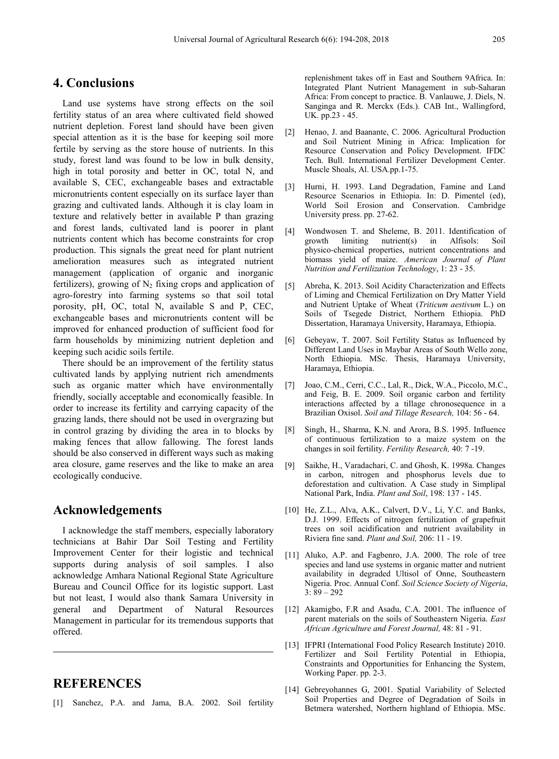## 4. Conclusions

Land use systems have strong effects on the soil fertility status of an area where cultivated field showed nutrient depletion. Forest land should have been given special attention as it is the base for keeping soil more fertile by serving as the store house of nutrients. In this study, forest land was found to be low in bulk density, high in total porosity and better in OC, total N, and available S, CEC, exchangeable bases and extractable micronutrients content especially on its surface layer than grazing and cultivated lands. Although it is clay loam in texture and relatively better in available P than grazing and forest lands, cultivated land is poorer in plant nutrients content which has become constraints for crop production. This signals the great need for plant nutrient amelioration measures such as integrated nutrient management (application of organic and inorganic fertilizers), growing of $N_2$ fixing crops and application of agro-forestry into farming systems so that soil total porosity, pH, OC, total N, available S and P, CEC, exchangeable bases and micronutrients content will be improved for enhanced production of sufficient food for farm households by minimizing nutrient depletion and keeping such acidic soils fertile.

There should be an improvement of the fertility status cultivated lands by applying nutrient rich amendments such as organic matter which have environmentally friendly, socially acceptable and economically feasible. In order to increase its fertility and carrying capacity of the grazing lands, there should not be used in overgrazing but in control grazing by dividing the area in to blocks by making fences that allow fallowing. The forest lands should be also conserved in different ways such as making area closure, game reserves and the like to make an area ecologically conducive.

## Acknowledgements

I acknowledge the staff members, especially laboratory technicians at Bahir Dar Soil Testing and Fertility Improvement Center for their logistic and technical supports during analysis of soil samples. I also acknowledge Amhara National Regional State Agriculture Bureau and Council Office for its logistic support. Last but not least, I would also thank Samara University in general and Department of Natural Resources Management in particular for its tremendous supports that offered.

## REFERENCES

[1] Sanchez, P.A. and Jama, B.A. 2002. Soil fertility replenishment takes off in East and Southern 9Africa. In: Integrated Plant Nutrient Management in sub-Saharan Africa: From concept to practice. B. Vanlauwe, J. Diels, N. Sanginga and R. Merckx (Eds.). CAB Int., Wallingford, UK. pp.23 - 45.

[2] Henao, J. and Baanante, C. 2006. Agricultural Production and Soil Nutrient Mining in Africa: Implication for Resource Conservation and Policy Development. IFDC Tech. Bull. International Fertilizer Development Center. Muscle Shoals, Al. USA.pp.1-75.

[3] Hurni, H. 1993. Land Degradation, Famine and Land Resource Scenarios in Ethiopia. In: D. Pimentel (ed), World Soil Erosion and Conservation. Cambridge University press. pp. 27-62.

[4] Wondwosen T. and Sheleme, B. 2011. Identification of growth limiting nutrient(s) in Alfisols: Soil physico-chemical properties, nutrient concentrations and biomass yield of maize. *American Journal of Plant Nutrition and Fertilization Technology*, 1: 23 - 35.

[5] Abreha, K. 2013. Soil Acidity Characterization and Effects of Liming and Chemical Fertilization on Dry Matter Yield and Nutrient Uptake of Wheat (*Triticum aestivum* L.) on Soils of Tsegede District, Northern Ethiopia. PhD Dissertation, Haramaya University, Haramaya, Ethiopia.

[6] Gebeyaw, T. 2007. Soil Fertility Status as Influenced by Different Land Uses in Maybar Areas of South Wello zone, North Ethiopia. MSc. Thesis, Haramaya University, Haramaya, Ethiopia.

[7] Joao, C.M., Cerri, C.C., Lal, R., Dick, W.A., Piccolo, M.C., and Feig, B. E. 2009. Soil organic carbon and fertility interactions affected by a tillage chronosequence in a Brazilian Oxisol. *Soil and Tillage Research,* 104: 56 - 64.

[8] Singh, H., Sharma, K.N. and Arora, B.S. 1995. Influence of continuous fertilization to a maize system on the changes in soil fertility. *Fertility Research,* 40: 7 -19.

[9] Saikhe, H., Varadachari, C. and Ghosh, K. 1998a. Changes in carbon, nitrogen and phosphorus levels due to deforestation and cultivation. A Case study in Simplipal National Park, India. *Plant and Soil*, 198: 137 - 145.

[10] He, Z.L., Alva, A.K., Calvert, D.V., Li, Y.C. and Banks, D.J. 1999. Effects of nitrogen fertilization of grapefruit trees on soil acidification and nutrient availability in Riviera fine sand. *Plant and Soil,* 206: 11 - 19.

[11] Aluko, A.P. and Fagbenro, J.A. 2000. The role of tree species and land use systems in organic matter and nutrient availability in degraded Ultisol of Onne, Southeastern Nigeria. Proc. Annual Conf. *Soil Science Society of Nigeria*, 3: 89 – 292

[12] Akamigbo, F.R and Asadu, C.A. 2001. The influence of parent materials on the soils of Southeastern Nigeria. *East African Agriculture and Forest Journal,* 48: 81 - 91.

[13] IFPRI (International Food Policy Research Institute) 2010. Fertilizer and Soil Fertility Potential in Ethiopia, Constraints and Opportunities for Enhancing the System, Working Paper. pp. 2-3.

[14] Gebreyohannes G, 2001. Spatial Variability of Selected Soil Properties and Degree of Degradation of Soils in Betmera watershed, Northern highland of Ethiopia. MSc.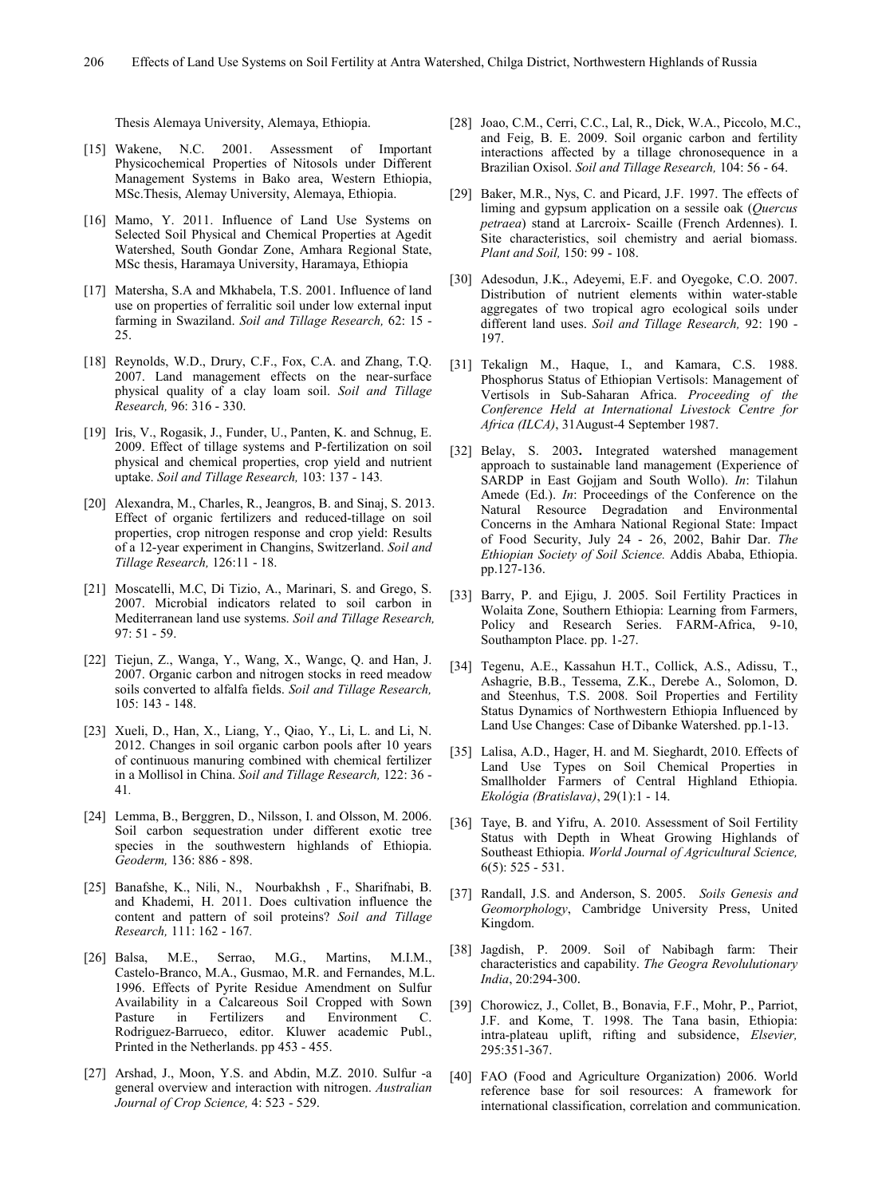Thesis Alemaya University, Alemaya, Ethiopia.

[15] Wakene, N.C. 2001. Assessment of Important Physicochemical Properties of Nitosols under Different Management Systems in Bako area, Western Ethiopia, MSc.Thesis, Alemay University, Alemaya, Ethiopia.

[16] Mamo, Y. 2011. Influence of Land Use Systems on Selected Soil Physical and Chemical Properties at Agedit Watershed, South Gondar Zone, Amhara Regional State, MSc thesis, Haramaya University, Haramaya, Ethiopia

[17] Matersha, S.A and Mkhabela, T.S. 2001. Influence of land use on properties of ferralitic soil under low external input farming in Swaziland. *Soil and Tillage Research,* 62: 15 - 25.

[18] Reynolds, W.D., Drury, C.F., Fox, C.A. and Zhang, T.Q. 2007. Land management effects on the near-surface physical quality of a clay loam soil. *Soil and Tillage Research,* 96: 316 - 330.

[19] Iris, V., Rogasik, J., Funder, U., Panten, K. and Schnug, E. 2009. Effect of tillage systems and P-fertilization on soil physical and chemical properties, crop yield and nutrient uptake. *Soil and Tillage Research,* 103: 137 - 143.

[20] Alexandra, M., Charles, R., Jeangros, B. and Sinaj, S. 2013. Effect of organic fertilizers and reduced-tillage on soil properties, crop nitrogen response and crop yield: Results of a 12-year experiment in Changins, Switzerland. *Soil and Tillage Research,* 126:11 - 18.

[21] Moscatelli, M.C, Di Tizio, A., Marinari, S. and Grego, S. 2007. Microbial indicators related to soil carbon in Mediterranean land use systems. *Soil and Tillage Research,* 97: 51 - 59.

[22] Tiejun, Z., Wanga, Y., Wang, X., Wangc, Q. and Han, J. 2007. Organic carbon and nitrogen stocks in reed meadow soils converted to alfalfa fields. *Soil and Tillage Research,* 105: 143 - 148.

[23] Xueli, D., Han, X., Liang, Y., Qiao, Y., Li, L. and Li, N. 2012. Changes in soil organic carbon pools after 10 years of continuous manuring combined with chemical fertilizer in a Mollisol in China. *Soil and Tillage Research,* 122: 36 - 41.

[24] Lemma, B., Berggren, D., Nilsson, I. and Olsson, M. 2006. Soil carbon sequestration under different exotic tree species in the southwestern highlands of Ethiopia. *Geoderm,* 136: 886 - 898.

[25] Banafshe, K., Nili, N., Nourbakhsh , F., Sharifnabi, B. and Khademi, H. 2011. Does cultivation influence the content and pattern of soil proteins? *Soil and Tillage Research,* 111: 162 - 167.

[26] Balsa, M.E., Serrao, M.G., Martins, M.I.M., Castelo-Branco, M.A., Gusmao, M.R. and Fernandes, M.L. 1996. Effects of Pyrite Residue Amendment on Sulfur Availability in a Calcareous Soil Cropped with Sown Pasture in Fertilizers and Environment C. Rodriguez-Barrueco, editor. Kluwer academic Publ., Printed in the Netherlands. pp 453 - 455.

[27] Arshad, J., Moon, Y.S. and Abdin, M.Z. 2010. Sulfur -a general overview and interaction with nitrogen. *Australian Journal of Crop Science,* 4: 523 - 529.

[28] Joao, C.M., Cerri, C.C., Lal, R., Dick, W.A., Piccolo, M.C., and Feig, B. E. 2009. Soil organic carbon and fertility interactions affected by a tillage chronosequence in a Brazilian Oxisol. *Soil and Tillage Research,* 104: 56 - 64.

[29] Baker, M.R., Nys, C. and Picard, J.F. 1997. The effects of liming and gypsum application on a sessile oak (*Quercus petraea*) stand at Larcroix- Scaille (French Ardennes). I. Site characteristics, soil chemistry and aerial biomass. *Plant and Soil,* 150: 99 - 108.

[30] Adesodun, J.K., Adeyemi, E.F. and Oyegoke, C.O. 2007. Distribution of nutrient elements within water-stable aggregates of two tropical agro ecological soils under different land uses. *Soil and Tillage Research,* 92: 190 - 197.

[31] Tekalign M., Haque, I., and Kamara, C.S. 1988. Phosphorus Status of Ethiopian Vertisols: Management of Vertisols in Sub-Saharan Africa. *Proceeding of the Conference Held at International Livestock Centre for Africa (ILCA)*, 31August-4 September 1987.

[32] Belay, S. 2003**.** Integrated watershed management approach to sustainable land management (Experience of SARDP in East Gojjam and South Wollo). *In*: Tilahun Amede (Ed.). *In*: Proceedings of the Conference on the Natural Resource Degradation and Environmental Concerns in the Amhara National Regional State: Impact of Food Security, July 24 - 26, 2002, Bahir Dar. *The Ethiopian Society of Soil Science.* Addis Ababa, Ethiopia. pp.127-136.

[33] Barry, P. and Ejigu, J. 2005. Soil Fertility Practices in Wolaita Zone, Southern Ethiopia: Learning from Farmers, Policy and Research Series. FARM-Africa, 9-10, Southampton Place. pp. 1-27.

[34] Tegenu, A.E., Kassahun H.T., Collick, A.S., Adissu, T., Ashagrie, B.B., Tessema, Z.K., Derebe A., Solomon, D. and Steenhus, T.S. 2008. Soil Properties and Fertility Status Dynamics of Northwestern Ethiopia Influenced by Land Use Changes: Case of Dibanke Watershed. pp.1-13.

[35] Lalisa, A.D., Hager, H. and M. Sieghardt, 2010. Effects of Land Use Types on Soil Chemical Properties in Smallholder Farmers of Central Highland Ethiopia. *Ekológia (Bratislava)*, 29(1):1 - 14.

[36] Taye, B. and Yifru, A. 2010. Assessment of Soil Fertility Status with Depth in Wheat Growing Highlands of Southeast Ethiopia. *World Journal of Agricultural Science,* 6(5): 525 - 531.

[37] Randall, J.S. and Anderson, S. 2005. *Soils Genesis and Geomorphology*, Cambridge University Press, United Kingdom.

[38] Jagdish, P. 2009. Soil of Nabibagh farm: Their characteristics and capability. *The Geogra Revolulutionary India*, 20:294-300.

[39] Chorowicz, J., Collet, B., Bonavia, F.F., Mohr, P., Parriot, J.F. and Kome, T. 1998. The Tana basin, Ethiopia: intra-plateau uplift, rifting and subsidence, *Elsevier,* 295:351-367.

[40] FAO (Food and Agriculture Organization) 2006. World reference base for soil resources: A framework for international classification, correlation and communication.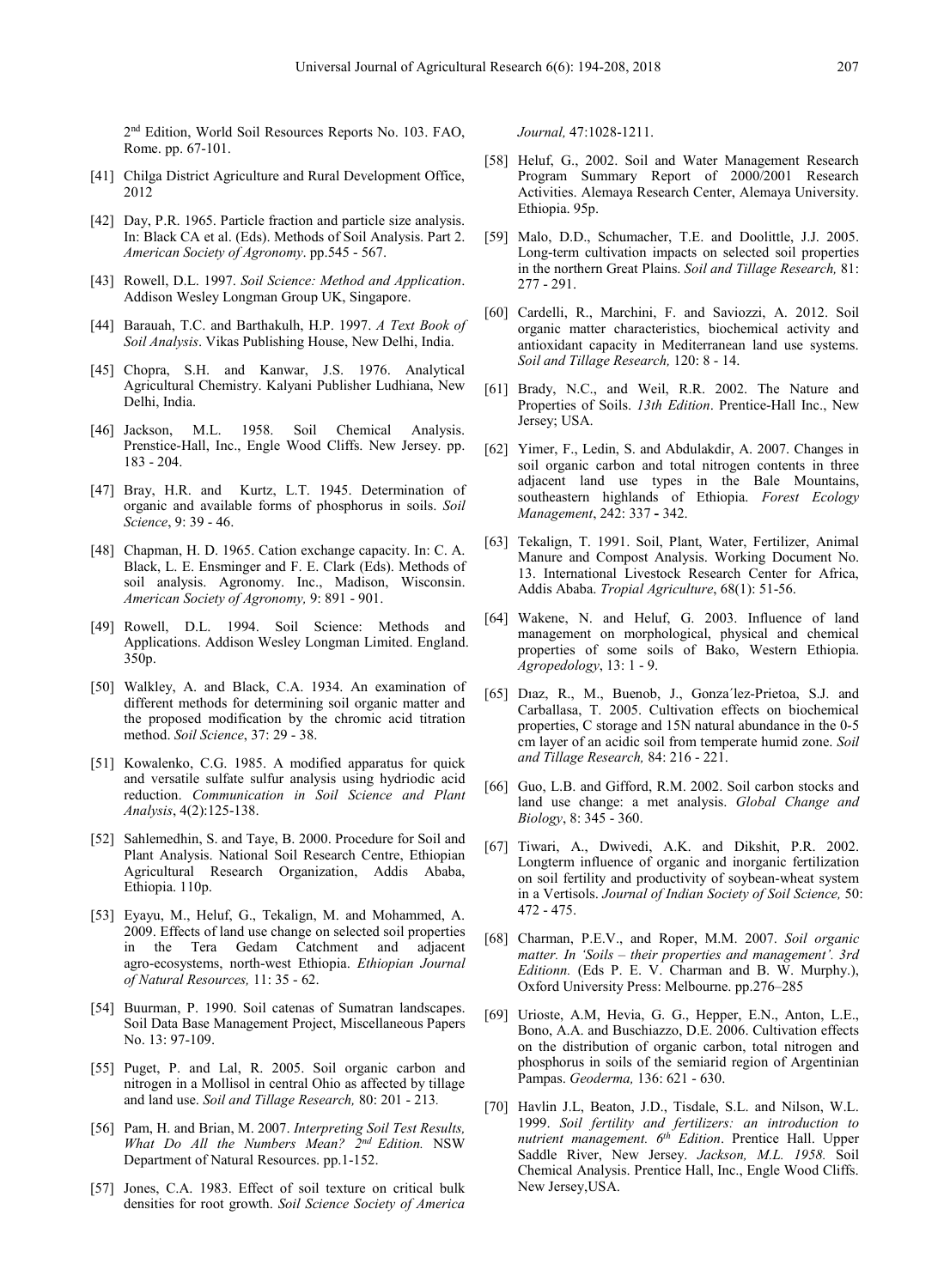2nd Edition, World Soil Resources Reports No. 103. FAO, Rome. pp. 67-101.

[41] Chilga District Agriculture and Rural Development Office, 2012

[42] Day, P.R. 1965. Particle fraction and particle size analysis. In: Black CA et al. (Eds). Methods of Soil Analysis. Part 2. *American Society of Agronomy*. pp.545 - 567.

[43] Rowell, D.L. 1997. *Soil Science: Method and Application*. Addison Wesley Longman Group UK, Singapore.

[44] Barauah, T.C. and Barthakulh, H.P. 1997. *A Text Book of Soil Analysis*. Vikas Publishing House, New Delhi, India.

[45] Chopra, S.H. and Kanwar, J.S. 1976. Analytical Agricultural Chemistry. Kalyani Publisher Ludhiana, New Delhi, India.

[46] Jackson, M.L. 1958. Soil Chemical Analysis. Prenstice-Hall, Inc., Engle Wood Cliffs. New Jersey. pp. 183 - 204.

[47] Bray, H.R. and Kurtz, L.T. 1945. Determination of organic and available forms of phosphorus in soils. *Soil Science*, 9: 39 - 46.

[48] Chapman, H. D. 1965. Cation exchange capacity. In: C. A. Black, L. E. Ensminger and F. E. Clark (Eds). Methods of soil analysis. Agronomy. Inc., Madison, Wisconsin. *American Society of Agronomy,* 9: 891 - 901.

[49] Rowell, D.L. 1994. Soil Science: Methods and Applications. Addison Wesley Longman Limited. England. 350p.

[50] Walkley, A. and Black, C.A. 1934. An examination of different methods for determining soil organic matter and the proposed modification by the chromic acid titration method. *Soil Science*, 37: 29 - 38.

[51] Kowalenko, C.G. 1985. A modified apparatus for quick and versatile sulfate sulfur analysis using hydriodic acid reduction. *Communication in Soil Science and Plant Analysis*, 4(2):125-138.

[52] Sahlemedhin, S. and Taye, B. 2000. Procedure for Soil and Plant Analysis. National Soil Research Centre, Ethiopian Agricultural Research Organization, Addis Ababa, Ethiopia. 110p.

[53] Eyayu, M., Heluf, G., Tekalign, M. and Mohammed, A. 2009. Effects of land use change on selected soil properties in the Tera Gedam Catchment and adjacent agro-ecosystems, north-west Ethiopia. *Ethiopian Journal of Natural Resources,* 11: 35 - 62.

[54] Buurman, P. 1990. Soil catenas of Sumatran landscapes. Soil Data Base Management Project, Miscellaneous Papers No. 13: 97-109.

[55] Puget, P. and Lal, R. 2005. Soil organic carbon and nitrogen in a Mollisol in central Ohio as affected by tillage and land use. *Soil and Tillage Research,* 80: 201 - 213.

[56] Pam, H. and Brian, M. 2007. *Interpreting Soil Test Results, What Do All the Numbers Mean? 2nd Edition.* NSW Department of Natural Resources. pp.1-152.

[57] Jones, C.A. 1983. Effect of soil texture on critical bulk densities for root growth. *Soil Science Society of America Journal,* 47:1028-1211.

[58] Heluf, G., 2002. Soil and Water Management Research Program Summary Report of 2000/2001 Research Activities. Alemaya Research Center, Alemaya University. Ethiopia. 95p.

[59] Malo, D.D., Schumacher, T.E. and Doolittle, J.J. 2005. Long-term cultivation impacts on selected soil properties in the northern Great Plains. *Soil and Tillage Research,* 81: 277 - 291.

[60] Cardelli, R., Marchini, F. and Saviozzi, A. 2012. Soil organic matter characteristics, biochemical activity and antioxidant capacity in Mediterranean land use systems. *Soil and Tillage Research,* 120: 8 - 14.

[61] Brady, N.C., and Weil, R.R. 2002. The Nature and Properties of Soils. *13th Edition*. Prentice-Hall Inc., New Jersey; USA.

[62] Yimer, F., Ledin, S. and Abdulakdir, A. 2007. Changes in soil organic carbon and total nitrogen contents in three adjacent land use types in the Bale Mountains, southeastern highlands of Ethiopia. *Forest Ecology Management*, 242: 337 - 342.

[63] Tekalign, T. 1991. Soil, Plant, Water, Fertilizer, Animal Manure and Compost Analysis. Working Document No. 13. International Livestock Research Center for Africa, Addis Ababa. *Tropial Agriculture*, 68(1): 51-56.

[64] Wakene, N. and Heluf, G. 2003. Influence of land management on morphological, physical and chemical properties of some soils of Bako, Western Ethiopia. *Agropedology*, 13: 1 - 9.

[65] Dıaz, R., M., Buenob, J., Gonza´lez-Prietoa, S.J. and Carballasa, T. 2005. Cultivation effects on biochemical properties, C storage and 15N natural abundance in the 0-5 cm layer of an acidic soil from temperate humid zone. *Soil and Tillage Research,* 84: 216 - 221.

[66] Guo, L.B. and Gifford, R.M. 2002. Soil carbon stocks and land use change: a met analysis. *Global Change and Biology*, 8: 345 - 360.

[67] Tiwari, A., Dwivedi, A.K. and Dikshit, P.R. 2002. Longterm influence of organic and inorganic fertilization on soil fertility and productivity of soybean-wheat system in a Vertisols. *Journal of Indian Society of Soil Science,* 50: 472 - 475.

[68] Charman, P.E.V., and Roper, M.M. 2007. *Soil organic matter. In 'Soils – their properties and management'. 3rd Editionn.* (Eds P. E. V. Charman and B. W. Murphy.), Oxford University Press: Melbourne. pp.276–285

[69] Urioste, A.M, Hevia, G. G., Hepper, E.N., Anton, L.E., Bono, A.A. and Buschiazzo, D.E. 2006. Cultivation effects on the distribution of organic carbon, total nitrogen and phosphorus in soils of the semiarid region of Argentinian Pampas. *Geoderma,* 136: 621 - 630.

[70] Havlin J.L, Beaton, J.D., Tisdale, S.L. and Nilson, W.L. 1999. *Soil fertility and fertilizers: an introduction to nutrient management. 6th Edition*. Prentice Hall. Upper Saddle River, New Jersey. *Jackson, M.L. 1958.* Soil Chemical Analysis. Prentice Hall, Inc., Engle Wood Cliffs. New Jersey,USA.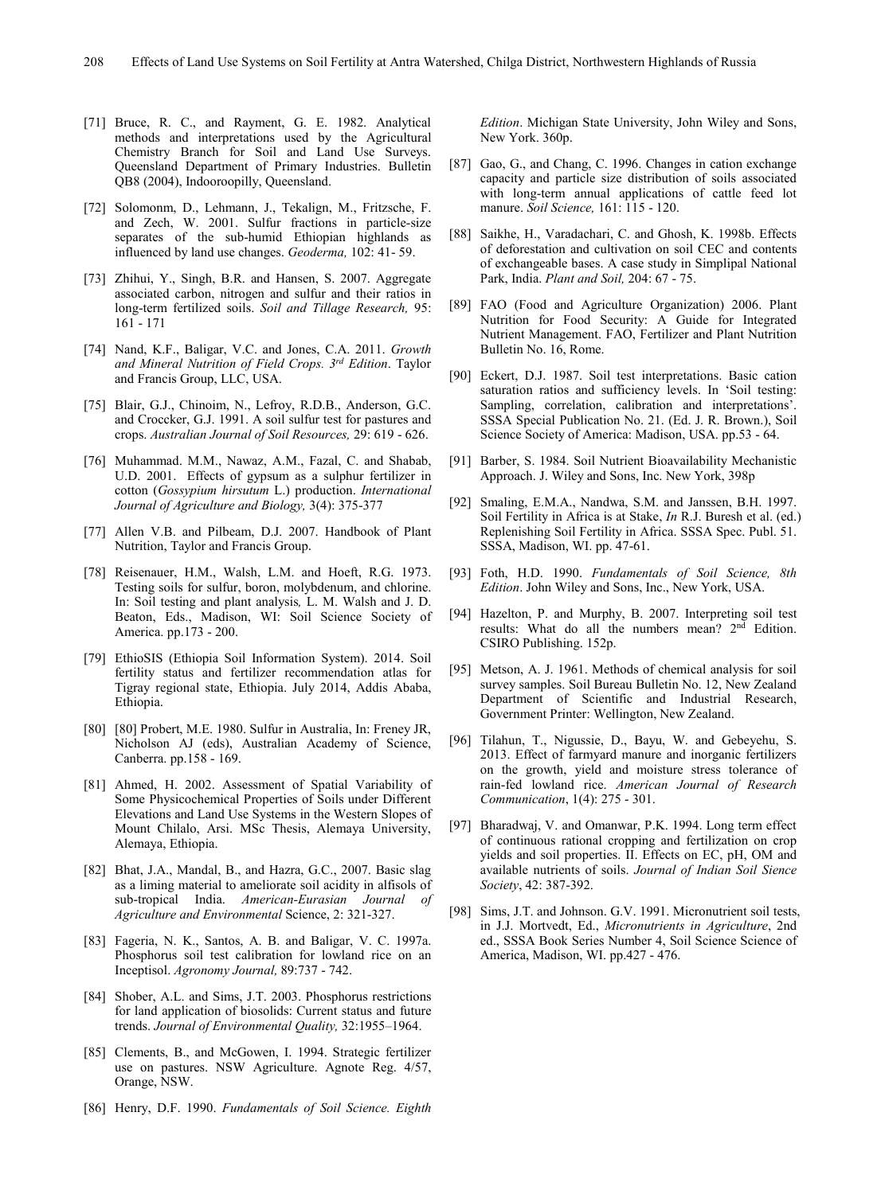[71] Bruce, R. C., and Rayment, G. E. 1982. Analytical methods and interpretations used by the Agricultural Chemistry Branch for Soil and Land Use Surveys. Queensland Department of Primary Industries. Bulletin QB8 (2004), Indooroopilly, Queensland.

[72] Solomonm, D., Lehmann, J., Tekalign, M., Fritzsche, F. and Zech, W. 2001. Sulfur fractions in particle-size separates of the sub-humid Ethiopian highlands as influenced by land use changes. *Geoderma,* 102: 41- 59.

[73] Zhihui, Y., Singh, B.R. and Hansen, S. 2007. Aggregate associated carbon, nitrogen and sulfur and their ratios in long-term fertilized soils. *Soil and Tillage Research,* 95: 161 - 171

[74] Nand, K.F., Baligar, V.C. and Jones, C.A. 2011. *Growth and Mineral Nutrition of Field Crops. 3rd Edition*. Taylor and Francis Group, LLC, USA.

[75] Blair, G.J., Chinoim, N., Lefroy, R.D.B., Anderson, G.C. and Croccker, G.J. 1991. A soil sulfur test for pastures and crops. *Australian Journal of Soil Resources,* 29: 619 - 626.

[76] Muhammad. M.M., Nawaz, A.M., Fazal, C. and Shabab, U.D. 2001. Effects of gypsum as a sulphur fertilizer in cotton (*Gossypium hirsutum* L.) production. *International Journal of Agriculture and Biology,* 3(4): 375-377

[77] Allen V.B. and Pilbeam, D.J. 2007. Handbook of Plant Nutrition, Taylor and Francis Group.

[78] Reisenauer, H.M., Walsh, L.M. and Hoeft, R.G. 1973. Testing soils for sulfur, boron, molybdenum, and chlorine. In: Soil testing and plant analysis*,* L. M. Walsh and J. D. Beaton, Eds., Madison, WI: Soil Science Society of America. pp.173 - 200.

[79] EthioSIS (Ethiopia Soil Information System). 2014. Soil fertility status and fertilizer recommendation atlas for Tigray regional state, Ethiopia. July 2014, Addis Ababa, Ethiopia.

[80] [80] Probert, M.E. 1980. Sulfur in Australia, In: Freney JR, Nicholson AJ (eds), Australian Academy of Science, Canberra. pp.158 - 169.

[81] Ahmed, H. 2002. Assessment of Spatial Variability of Some Physicochemical Properties of Soils under Different Elevations and Land Use Systems in the Western Slopes of Mount Chilalo, Arsi. MSc Thesis, Alemaya University, Alemaya, Ethiopia.

[82] Bhat, J.A., Mandal, B., and Hazra, G.C., 2007. Basic slag as a liming material to ameliorate soil acidity in alfisols of sub-tropical India. *American-Eurasian Journal of Agriculture and Environmental* Science, 2: 321-327.

[83] Fageria, N. K., Santos, A. B. and Baligar, V. C. 1997a. Phosphorus soil test calibration for lowland rice on an Inceptisol. *Agronomy Journal,* 89:737 - 742.

[84] Shober, A.L. and Sims, J.T. 2003. Phosphorus restrictions for land application of biosolids: Current status and future trends. *Journal of Environmental Quality,* 32:1955–1964.

[85] Clements, B., and McGowen, I. 1994. Strategic fertilizer use on pastures. NSW Agriculture. Agnote Reg. 4/57, Orange, NSW.

[86] Henry, D.F. 1990. *Fundamentals of Soil Science. Eighth Edition*. Michigan State University, John Wiley and Sons, New York. 360p.

[87] Gao, G., and Chang, C. 1996. Changes in cation exchange capacity and particle size distribution of soils associated with long-term annual applications of cattle feed lot manure. *Soil Science,* 161: 115 - 120.

[88] Saikhe, H., Varadachari, C. and Ghosh, K. 1998b. Effects of deforestation and cultivation on soil CEC and contents of exchangeable bases. A case study in Simplipal National Park, India. *Plant and Soil,* 204: 67 - 75.

[89] FAO (Food and Agriculture Organization) 2006. Plant Nutrition for Food Security: A Guide for Integrated Nutrient Management. FAO, Fertilizer and Plant Nutrition Bulletin No. 16, Rome.

[90] Eckert, D.J. 1987. Soil test interpretations. Basic cation saturation ratios and sufficiency levels. In 'Soil testing: Sampling, correlation, calibration and interpretations'. SSSA Special Publication No. 21. (Ed. J. R. Brown.), Soil Science Society of America: Madison, USA. pp.53 - 64.

[91] Barber, S. 1984. Soil Nutrient Bioavailability Mechanistic Approach. J. Wiley and Sons, Inc. New York, 398p

[92] Smaling, E.M.A., Nandwa, S.M. and Janssen, B.H. 1997. Soil Fertility in Africa is at Stake, *In* R.J. Buresh et al. (ed.) Replenishing Soil Fertility in Africa. SSSA Spec. Publ. 51. SSSA, Madison, WI. pp. 47-61.

[93] Foth, H.D. 1990. *Fundamentals of Soil Science, 8th Edition*. John Wiley and Sons, Inc., New York, USA.

[94] Hazelton, P. and Murphy, B. 2007. Interpreting soil test results: What do all the numbers mean? 2nd Edition. CSIRO Publishing. 152p.

[95] Metson, A. J. 1961. Methods of chemical analysis for soil survey samples. Soil Bureau Bulletin No. 12, New Zealand Department of Scientific and Industrial Research, Government Printer: Wellington, New Zealand.

[96] Tilahun, T., Nigussie, D., Bayu, W. and Gebeyehu, S. 2013. Effect of farmyard manure and inorganic fertilizers on the growth, yield and moisture stress tolerance of rain-fed lowland rice. *American Journal of Research Communication*, 1(4): 275 - 301.

[97] Bharadwaj, V. and Omanwar, P.K. 1994. Long term effect of continuous rational cropping and fertilization on crop yields and soil properties. II. Effects on EC, pH, OM and available nutrients of soils. *Journal of Indian Soil Sience Society*, 42: 387-392.

[98] Sims, J.T. and Johnson. G.V. 1991. Micronutrient soil tests, in J.J. Mortvedt, Ed., *Micronutrients in Agriculture*, 2nd ed., SSSA Book Series Number 4, Soil Science Science of America, Madison, WI. pp.427 - 476.